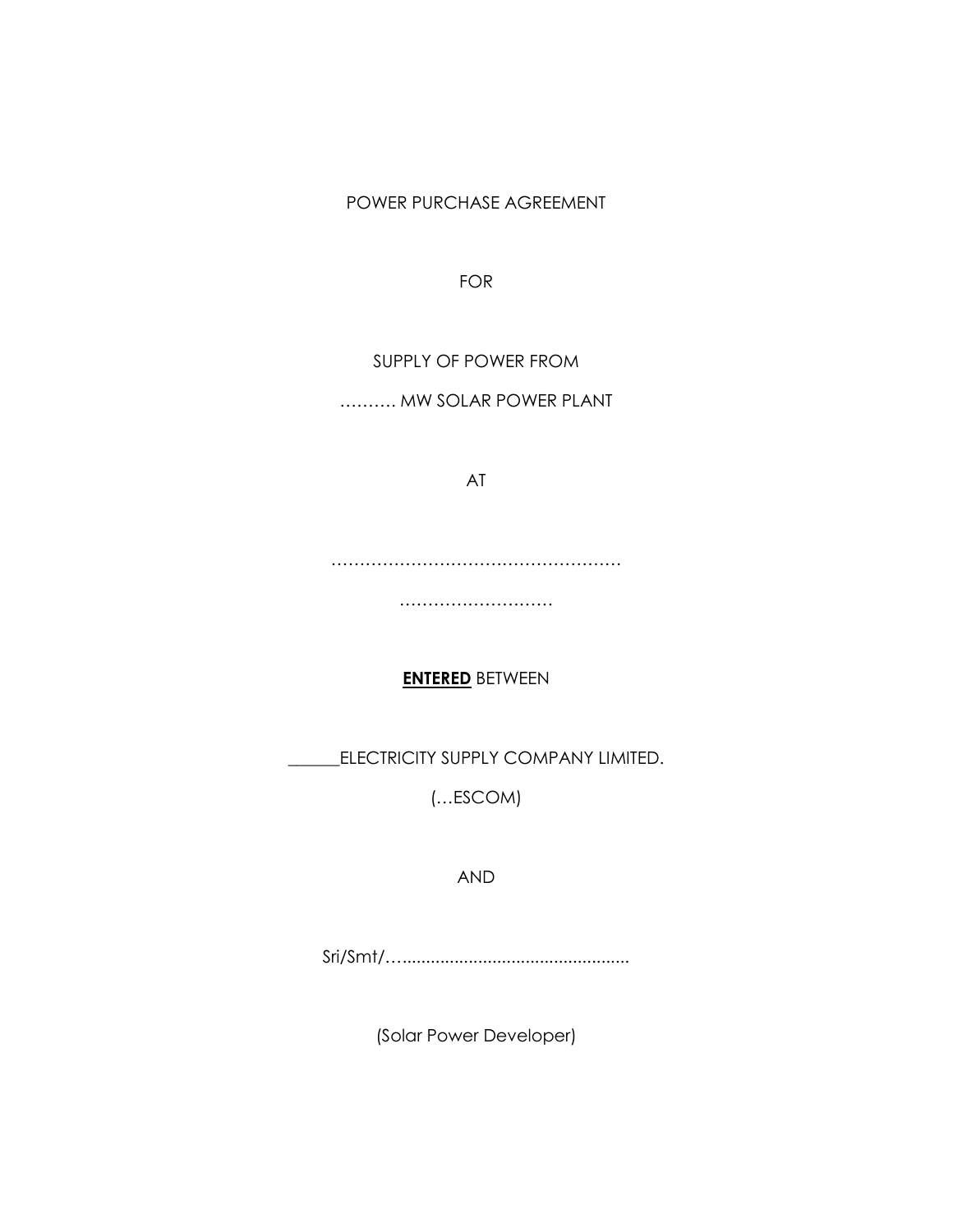POWER PURCHASE AGREEMENT

FOR

SUPPLY OF POWER FROM

………. MW SOLAR POWER PLANT

AT

………………………………………………

………………………

**<u>ENTERED</u>** BETWEEN

______ELECTRICITY SUPPLY COMPANY LIMITED.

(…ESCOM)

AND

Sri/Smt/…...............................................

(Solar Power Developer)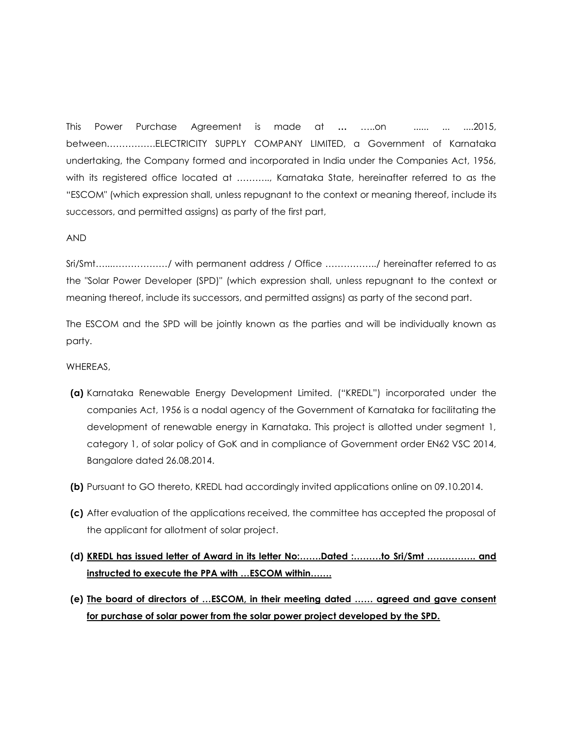This Power Purchase Agreement is made at … …..on ...... ... ....2015, between…………….ELECTRICITY SUPPLY COMPANY LIMITED, a Government of Karnataka undertaking, the Company formed and incorporated in India under the Companies Act, 1956, with its registered office located at ……….., Karnataka State, hereinafter referred to as the "ESCOM" (which expression shall, unless repugnant to the context or meaning thereof, include its successors, and permitted assigns) as party of the first part,

AND

Sri/Smt…....………………/ with permanent address / Office ……………../ hereinafter referred to as the "Solar Power Developer (SPD)" (which expression shall, unless repugnant to the context or meaning thereof, include its successors, and permitted assigns) as party of the second part.

The ESCOM and the SPD will be jointly known as the parties and will be individually known as party.

WHEREAS,

**(a)** Karnataka Renewable Energy Development Limited. ("KREDL") incorporated under the companies Act, 1956 is a nodal agency of the Government of Karnataka for facilitating the development of renewable energy in Karnataka. This project is allotted under segment 1, category 1, of solar policy of GoK and in compliance of Government order EN62 VSC 2014, Bangalore dated 26.08.2014.

**(b)** Pursuant to GO thereto, KREDL had accordingly invited applications online on 09.10.2014.

**(c)** After evaluation of the applications received, the committee has accepted the proposal of the applicant for allotment of solar project.

**(d) <u>KREDL has issued letter of Award in its letter No:…….Dated :………to Sri/Smt ……………. and instructed to execute the PPA with …ESCOM within…….</u>**

**(e) <u>The board of directors of …ESCOM, in their meeting dated …… agreed and gave consent for purchase of solar power from the solar power project developed by the SPD.</u>**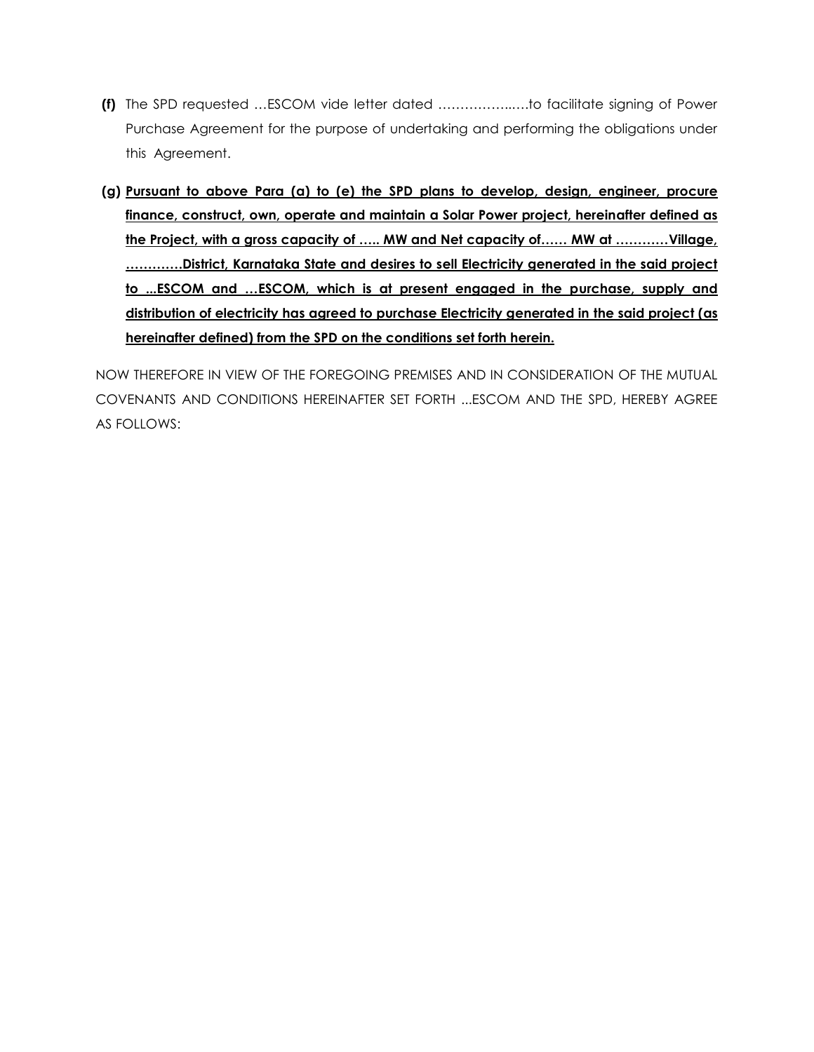**(f)** The SPD requested …ESCOM vide letter dated ……………..….to facilitate signing of Power Purchase Agreement for the purpose of undertaking and performing the obligations under this Agreement.

**(g)** <u>**Pursuant to above Para (a) to (e) the SPD plans to develop, design, engineer, procure finance, construct, own, operate and maintain a Solar Power project, hereinafter defined as the Project, with a gross capacity of ….. MW and Net capacity of…… MW at …………Village, ………….District, Karnataka State and desires to sell Electricity generated in the said project to ...ESCOM and …ESCOM, which is at present engaged in the purchase, supply and distribution of electricity has agreed to purchase Electricity generated in the said project (as hereinafter defined) from the SPD on the conditions set forth herein.**</u>

NOW THEREFORE IN VIEW OF THE FOREGOING PREMISES AND IN CONSIDERATION OF THE MUTUAL COVENANTS AND CONDITIONS HEREINAFTER SET FORTH ...ESCOM AND THE SPD, HEREBY AGREE AS FOLLOWS: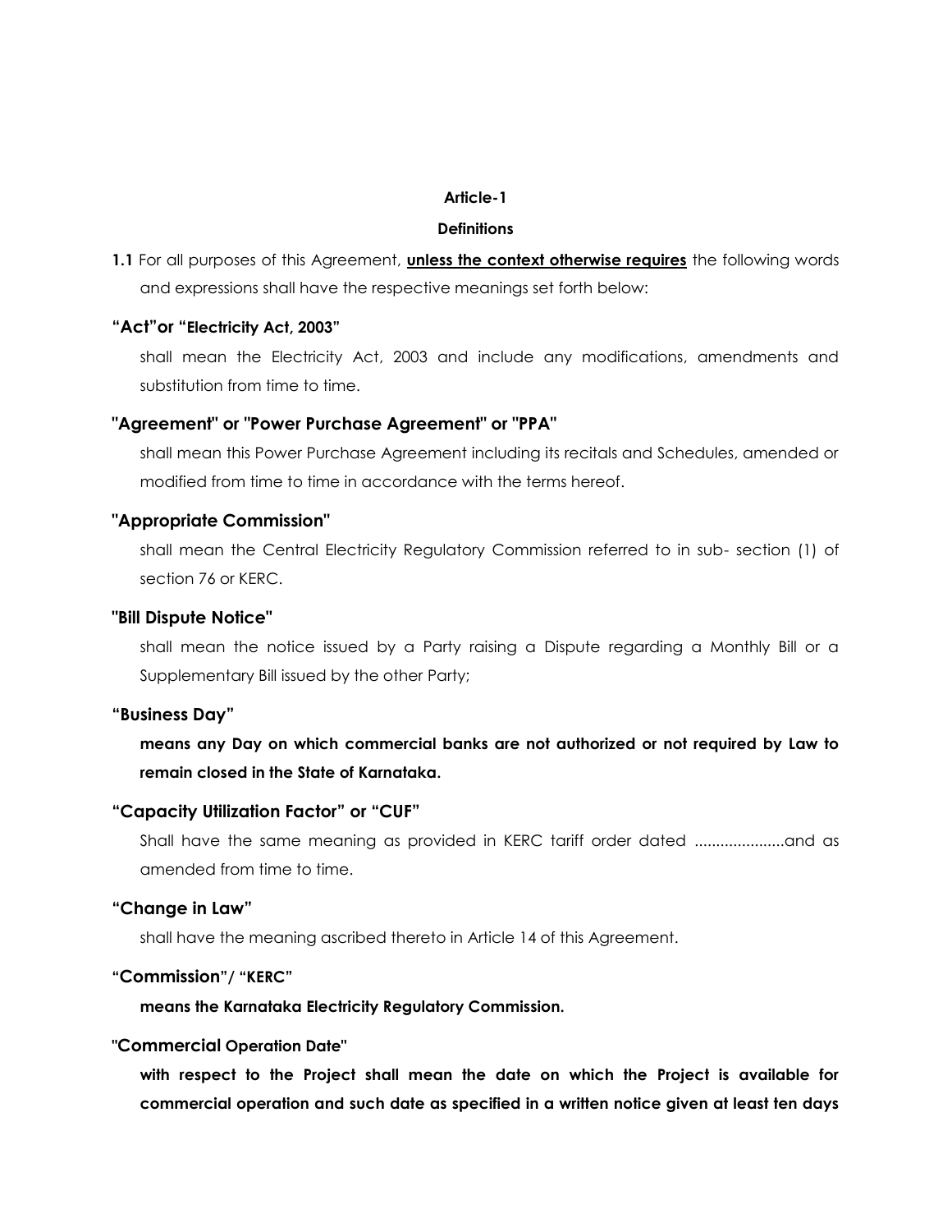## Article-1

### Definitions

**1.1** For all purposes of this Agreement, **unless the context otherwise requires** the following words and expressions shall have the respective meanings set forth below:

**“Act”or “Electricity Act, 2003”**

shall mean the Electricity Act, 2003 and include any modifications, amendments and substitution from time to time.

**"Agreement" or "Power Purchase Agreement" or "PPA"**

shall mean this Power Purchase Agreement including its recitals and Schedules, amended or modified from time to time in accordance with the terms hereof.

**"Appropriate Commission"**

shall mean the Central Electricity Regulatory Commission referred to in sub- section (1) of section 76 or KERC.

**"Bill Dispute Notice"**

shall mean the notice issued by a Party raising a Dispute regarding a Monthly Bill or a Supplementary Bill issued by the other Party;

**“Business Day”**

**means any Day on which commercial banks are not authorized or not required by Law to remain closed in the State of Karnataka.**

**“Capacity Utilization Factor” or “CUF”**

Shall have the same meaning as provided in KERC tariff order dated .....................and as amended from time to time.

**“Change in Law”**

shall have the meaning ascribed thereto in Article 14 of this Agreement.

**“Commission”/ “KERC”**

**means the Karnataka Electricity Regulatory Commission.**

**"Commercial Operation Date"**

**with respect to the Project shall mean the date on which the Project is available for commercial operation and such date as specified in a written notice given at least ten days**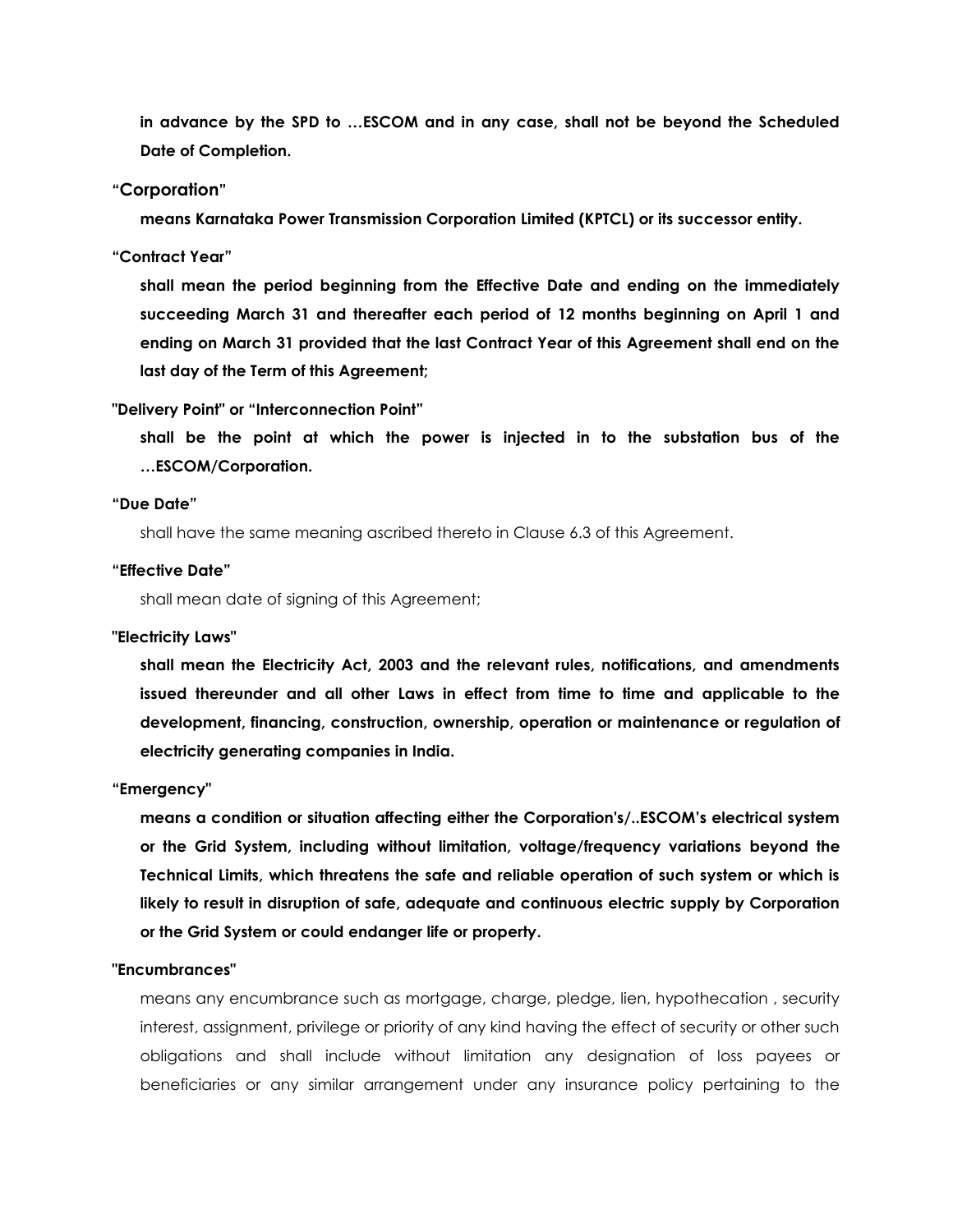**in advance by the SPD to …ESCOM and in any case, shall not be beyond the Scheduled Date of Completion.**

**"Corporation"**

**means Karnataka Power Transmission Corporation Limited (KPTCL) or its successor entity.**

**"Contract Year"**

**shall mean the period beginning from the Effective Date and ending on the immediately succeeding March 31 and thereafter each period of 12 months beginning on April 1 and ending on March 31 provided that the last Contract Year of this Agreement shall end on the last day of the Term of this Agreement;**

**"Delivery Point" or "Interconnection Point"**

**shall be the point at which the power is injected in to the substation bus of the …ESCOM/Corporation.**

**"Due Date"**

shall have the same meaning ascribed thereto in Clause 6.3 of this Agreement.

**"Effective Date"**

shall mean date of signing of this Agreement;

**"Electricity Laws"**

**shall mean the Electricity Act, 2003 and the relevant rules, notifications, and amendments issued thereunder and all other Laws in effect from time to time and applicable to the development, financing, construction, ownership, operation or maintenance or regulation of electricity generating companies in India.**

**"Emergency"**

**means a condition or situation affecting either the Corporation's/..ESCOM's electrical system or the Grid System, including without limitation, voltage/frequency variations beyond the Technical Limits, which threatens the safe and reliable operation of such system or which is likely to result in disruption of safe, adequate and continuous electric supply by Corporation or the Grid System or could endanger life or property.**

**"Encumbrances"**

means any encumbrance such as mortgage, charge, pledge, lien, hypothecation , security interest, assignment, privilege or priority of any kind having the effect of security or other such obligations and shall include without limitation any designation of loss payees or beneficiaries or any similar arrangement under any insurance policy pertaining to the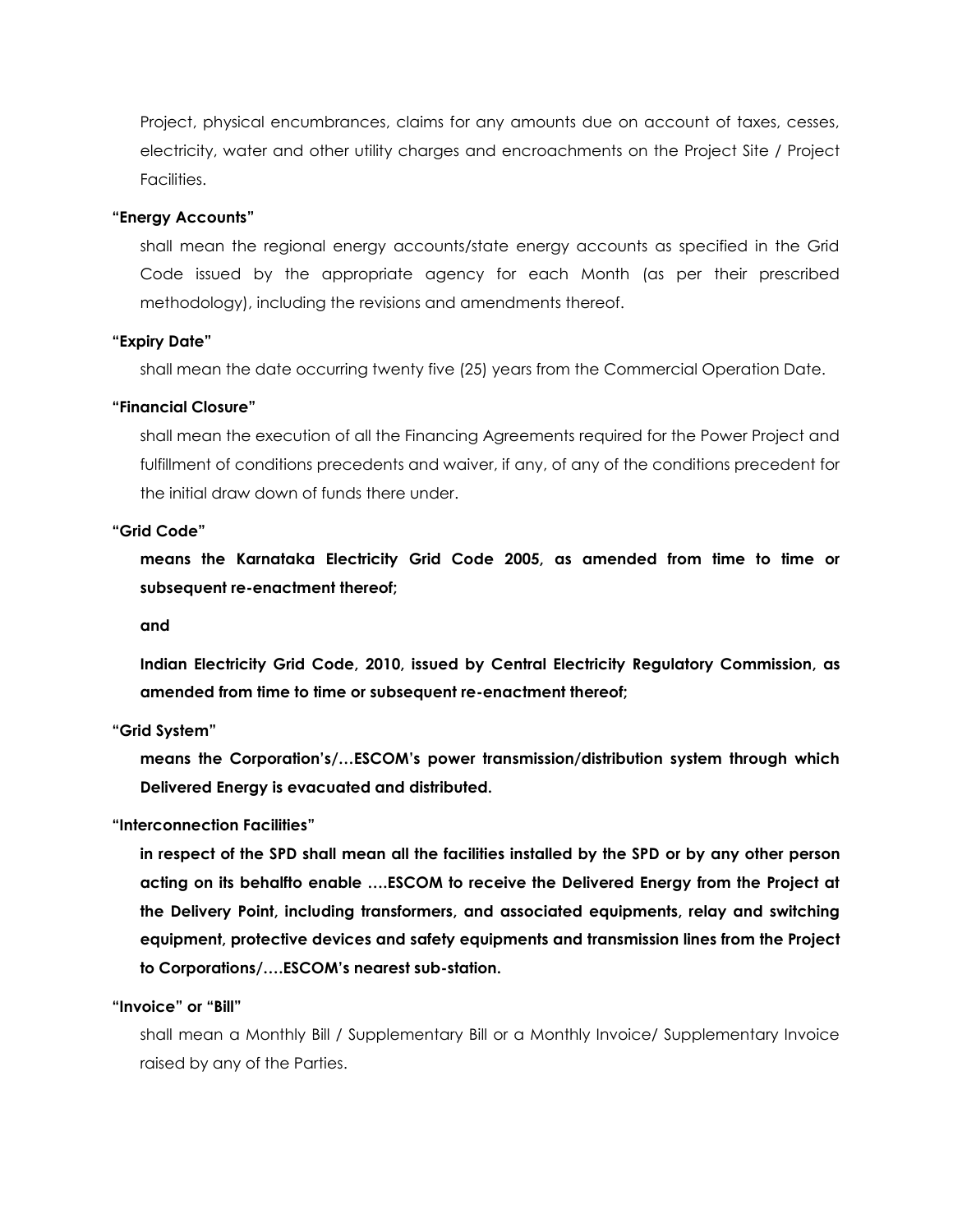Project, physical encumbrances, claims for any amounts due on account of taxes, cesses, electricity, water and other utility charges and encroachments on the Project Site / Project Facilities.

**"Energy Accounts"**

shall mean the regional energy accounts/state energy accounts as specified in the Grid Code issued by the appropriate agency for each Month (as per their prescribed methodology), including the revisions and amendments thereof.

**"Expiry Date"**

shall mean the date occurring twenty five (25) years from the Commercial Operation Date.

**"Financial Closure"**

shall mean the execution of all the Financing Agreements required for the Power Project and fulfillment of conditions precedents and waiver, if any, of any of the conditions precedent for the initial draw down of funds there under.

**"Grid Code"**

**means the Karnataka Electricity Grid Code 2005, as amended from time to time or subsequent re-enactment thereof;**

**and**

**Indian Electricity Grid Code, 2010, issued by Central Electricity Regulatory Commission, as amended from time to time or subsequent re-enactment thereof;**

**"Grid System"**

**means the Corporation's/…ESCOM's power transmission/distribution system through which Delivered Energy is evacuated and distributed.**

**"Interconnection Facilities"**

**in respect of the SPD shall mean all the facilities installed by the SPD or by any other person acting on its behalfto enable ….ESCOM to receive the Delivered Energy from the Project at the Delivery Point, including transformers, and associated equipments, relay and switching equipment, protective devices and safety equipments and transmission lines from the Project to Corporations/….ESCOM's nearest sub-station.**

**"Invoice" or "Bill"**

shall mean a Monthly Bill / Supplementary Bill or a Monthly Invoice/ Supplementary Invoice raised by any of the Parties.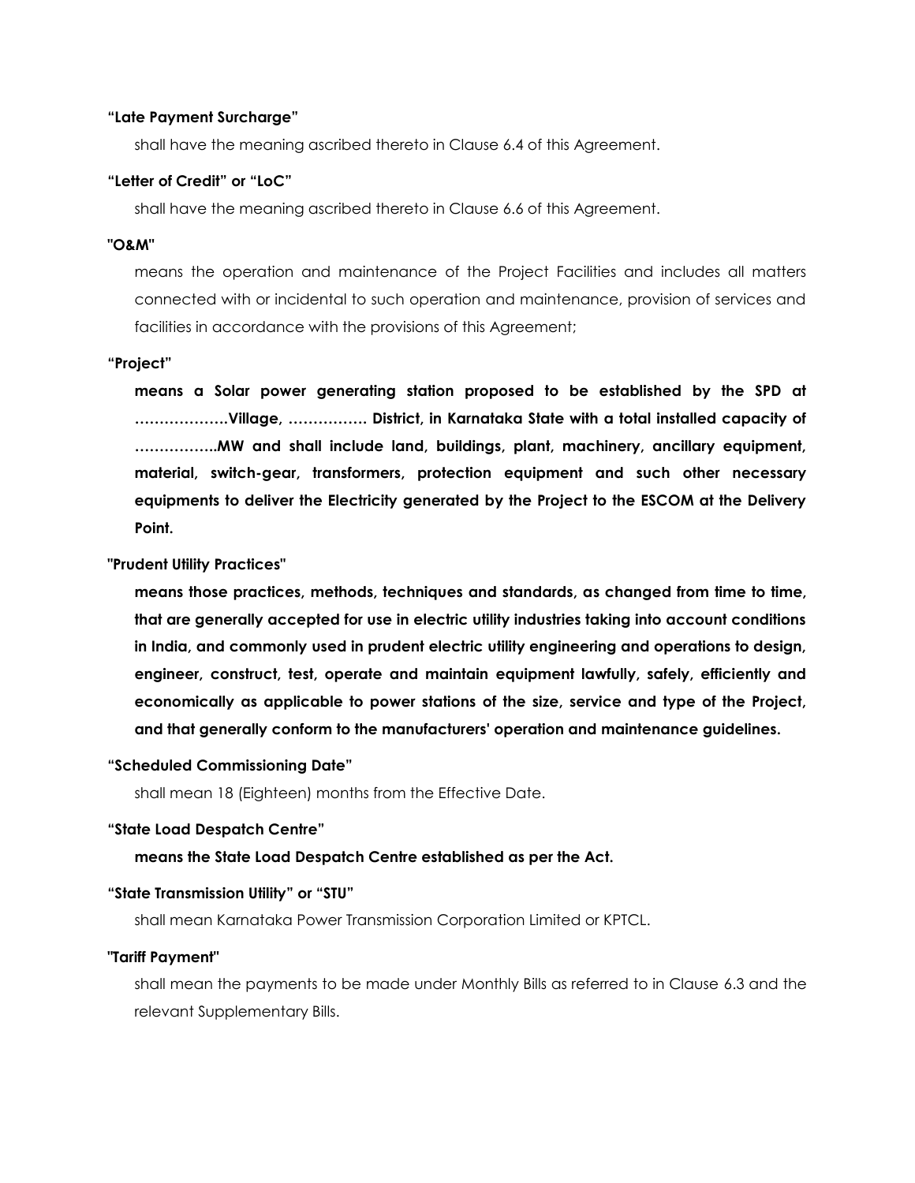**“Late Payment Surcharge”**

shall have the meaning ascribed thereto in Clause 6.4 of this Agreement.

**“Letter of Credit” or “LoC”**

shall have the meaning ascribed thereto in Clause 6.6 of this Agreement.

**"O&M"**

means the operation and maintenance of the Project Facilities and includes all matters connected with or incidental to such operation and maintenance, provision of services and facilities in accordance with the provisions of this Agreement;

**“Project”**

**means a Solar power generating station proposed to be established by the SPD at ……………….Village, ……………. District, in Karnataka State with a total installed capacity of ……………..MW and shall include land, buildings, plant, machinery, ancillary equipment, material, switch-gear, transformers, protection equipment and such other necessary equipments to deliver the Electricity generated by the Project to the ESCOM at the Delivery Point.**

**"Prudent Utility Practices"**

**means those practices, methods, techniques and standards, as changed from time to time, that are generally accepted for use in electric utility industries taking into account conditions in India, and commonly used in prudent electric utility engineering and operations to design, engineer, construct, test, operate and maintain equipment lawfully, safely, efficiently and economically as applicable to power stations of the size, service and type of the Project, and that generally conform to the manufacturers' operation and maintenance guidelines.**

**“Scheduled Commissioning Date”**

shall mean 18 (Eighteen) months from the Effective Date.

**“State Load Despatch Centre”**

**means the State Load Despatch Centre established as per the Act.**

**“State Transmission Utility” or “STU”**

shall mean Karnataka Power Transmission Corporation Limited or KPTCL.

**"Tariff Payment"**

shall mean the payments to be made under Monthly Bills as referred to in Clause 6.3 and the relevant Supplementary Bills.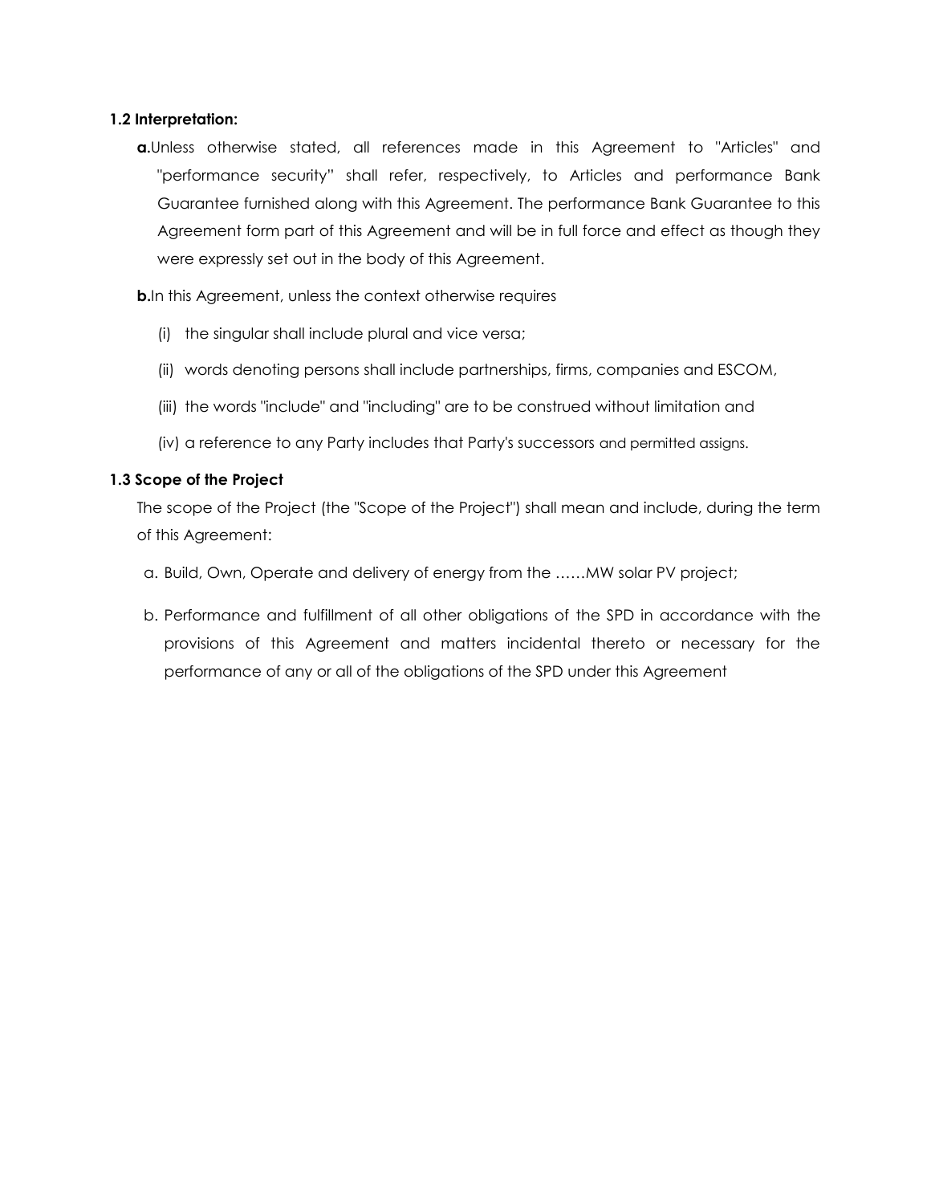### 1.2 Interpretation:

**a.**Unless otherwise stated, all references made in this Agreement to "Articles" and "performance security" shall refer, respectively, to Articles and performance Bank Guarantee furnished along with this Agreement. The performance Bank Guarantee to this Agreement form part of this Agreement and will be in full force and effect as though they were expressly set out in the body of this Agreement.

**b.**In this Agreement, unless the context otherwise requires

(i) the singular shall include plural and vice versa;

(ii) words denoting persons shall include partnerships, firms, companies and ESCOM,

(iii) the words "include" and "including" are to be construed without limitation and

(iv) a reference to any Party includes that Party's successors and permitted assigns.

### 1.3 Scope of the Project

The scope of the Project (the "Scope of the Project") shall mean and include, during the term of this Agreement:

a. Build, Own, Operate and delivery of energy from the ……MW solar PV project;

b. Performance and fulfillment of all other obligations of the SPD in accordance with the provisions of this Agreement and matters incidental thereto or necessary for the performance of any or all of the obligations of the SPD under this Agreement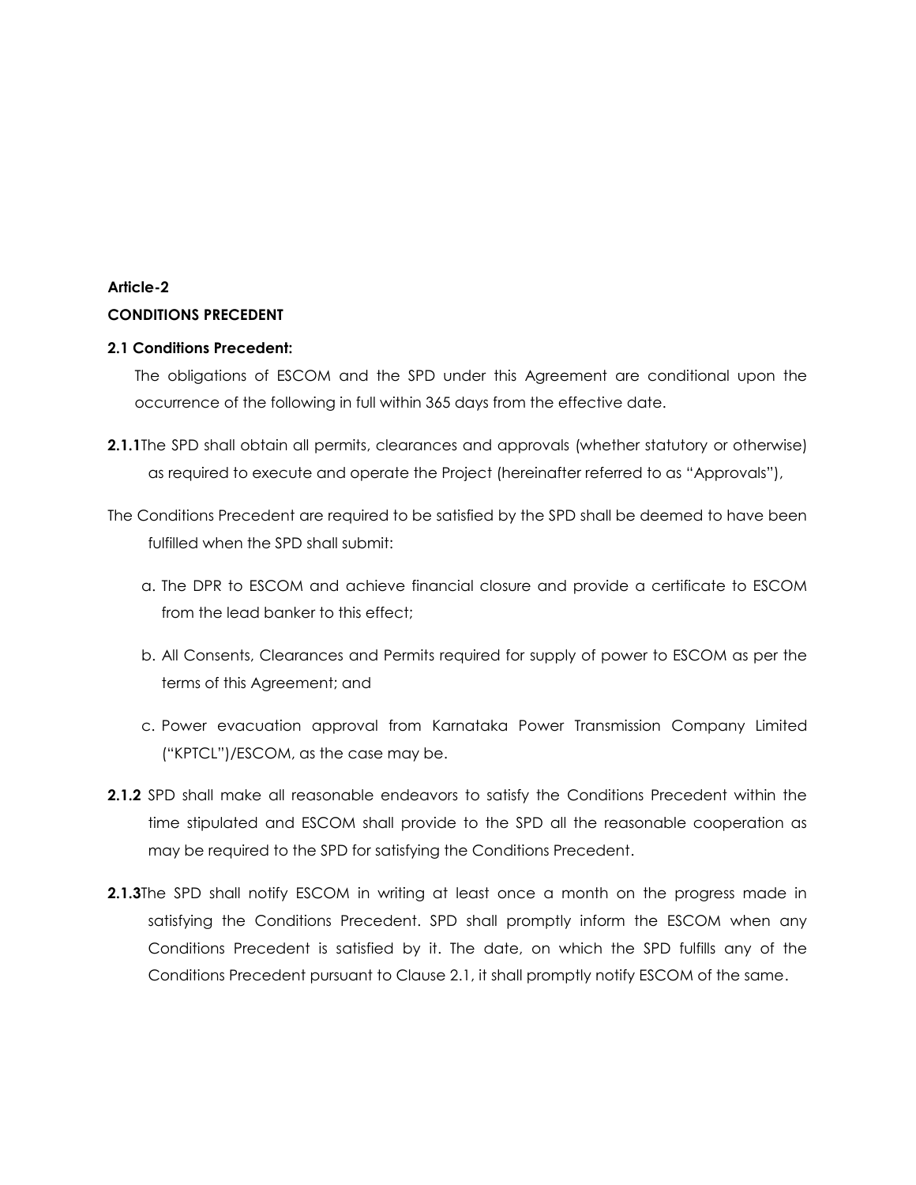**Article-2**

**CONDITIONS PRECEDENT**

**2.1 Conditions Precedent:**

The obligations of ESCOM and the SPD under this Agreement are conditional upon the occurrence of the following in full within 365 days from the effective date.

**2.1.1**The SPD shall obtain all permits, clearances and approvals (whether statutory or otherwise) as required to execute and operate the Project (hereinafter referred to as "Approvals"),

The Conditions Precedent are required to be satisfied by the SPD shall be deemed to have been fulfilled when the SPD shall submit:

a. The DPR to ESCOM and achieve financial closure and provide a certificate to ESCOM from the lead banker to this effect;

b. All Consents, Clearances and Permits required for supply of power to ESCOM as per the terms of this Agreement; and

c. Power evacuation approval from Karnataka Power Transmission Company Limited ("KPTCL")/ESCOM, as the case may be.

**2.1.2** SPD shall make all reasonable endeavors to satisfy the Conditions Precedent within the time stipulated and ESCOM shall provide to the SPD all the reasonable cooperation as may be required to the SPD for satisfying the Conditions Precedent.

**2.1.3**The SPD shall notify ESCOM in writing at least once a month on the progress made in satisfying the Conditions Precedent. SPD shall promptly inform the ESCOM when any Conditions Precedent is satisfied by it. The date, on which the SPD fulfills any of the Conditions Precedent pursuant to Clause 2.1, it shall promptly notify ESCOM of the same.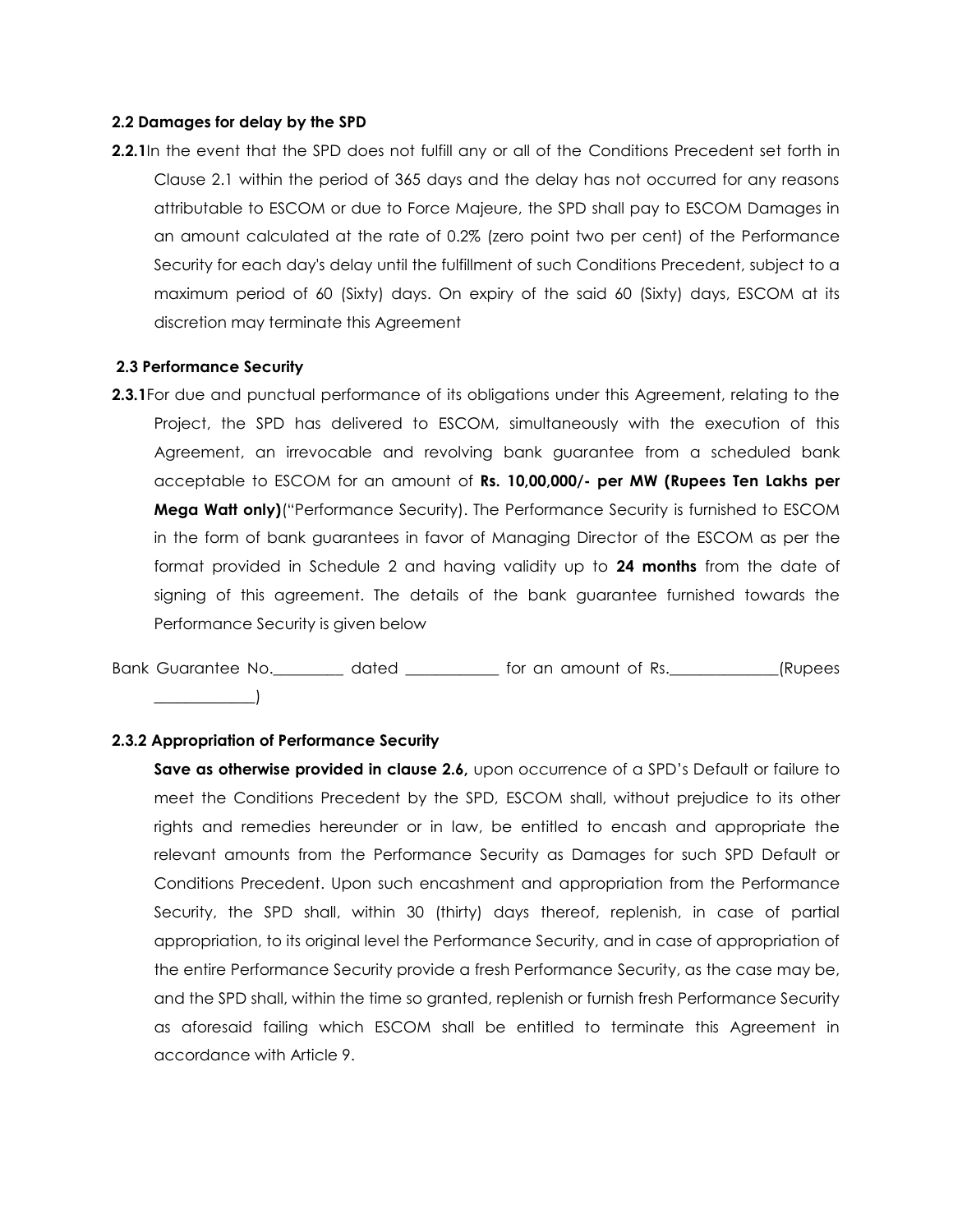**2.2 Damages for delay by the SPD**

**2.2.1**In the event that the SPD does not fulfill any or all of the Conditions Precedent set forth in Clause 2.1 within the period of 365 days and the delay has not occurred for any reasons attributable to ESCOM or due to Force Majeure, the SPD shall pay to ESCOM Damages in an amount calculated at the rate of 0.2% (zero point two per cent) of the Performance Security for each day's delay until the fulfillment of such Conditions Precedent, subject to a maximum period of 60 (Sixty) days. On expiry of the said 60 (Sixty) days, ESCOM at its discretion may terminate this Agreement

**2.3 Performance Security**

**2.3.1**For due and punctual performance of its obligations under this Agreement, relating to the Project, the SPD has delivered to ESCOM, simultaneously with the execution of this Agreement, an irrevocable and revolving bank guarantee from a scheduled bank acceptable to ESCOM for an amount of **Rs. 10,00,000/- per MW (Rupees Ten Lakhs per Mega Watt only)**("Performance Security). The Performance Security is furnished to ESCOM in the form of bank guarantees in favor of Managing Director of the ESCOM as per the format provided in Schedule 2 and having validity up to **24 months** from the date of signing of this agreement. The details of the bank guarantee furnished towards the Performance Security is given below

Bank Guarantee No.\_\_\_\_\_\_\_\_\_ dated \_\_\_\_\_\_\_\_\_\_\_\_ for an amount of Rs.\_\_\_\_\_\_\_\_\_\_\_\_\_\_(Rupees \_\_\_\_\_\_\_\_\_\_\_\_\_)

**2.3.2 Appropriation of Performance Security**

**Save as otherwise provided in clause 2.6,** upon occurrence of a SPD's Default or failure to meet the Conditions Precedent by the SPD, ESCOM shall, without prejudice to its other rights and remedies hereunder or in law, be entitled to encash and appropriate the relevant amounts from the Performance Security as Damages for such SPD Default or Conditions Precedent. Upon such encashment and appropriation from the Performance Security, the SPD shall, within 30 (thirty) days thereof, replenish, in case of partial appropriation, to its original level the Performance Security, and in case of appropriation of the entire Performance Security provide a fresh Performance Security, as the case may be, and the SPD shall, within the time so granted, replenish or furnish fresh Performance Security as aforesaid failing which ESCOM shall be entitled to terminate this Agreement in accordance with Article 9.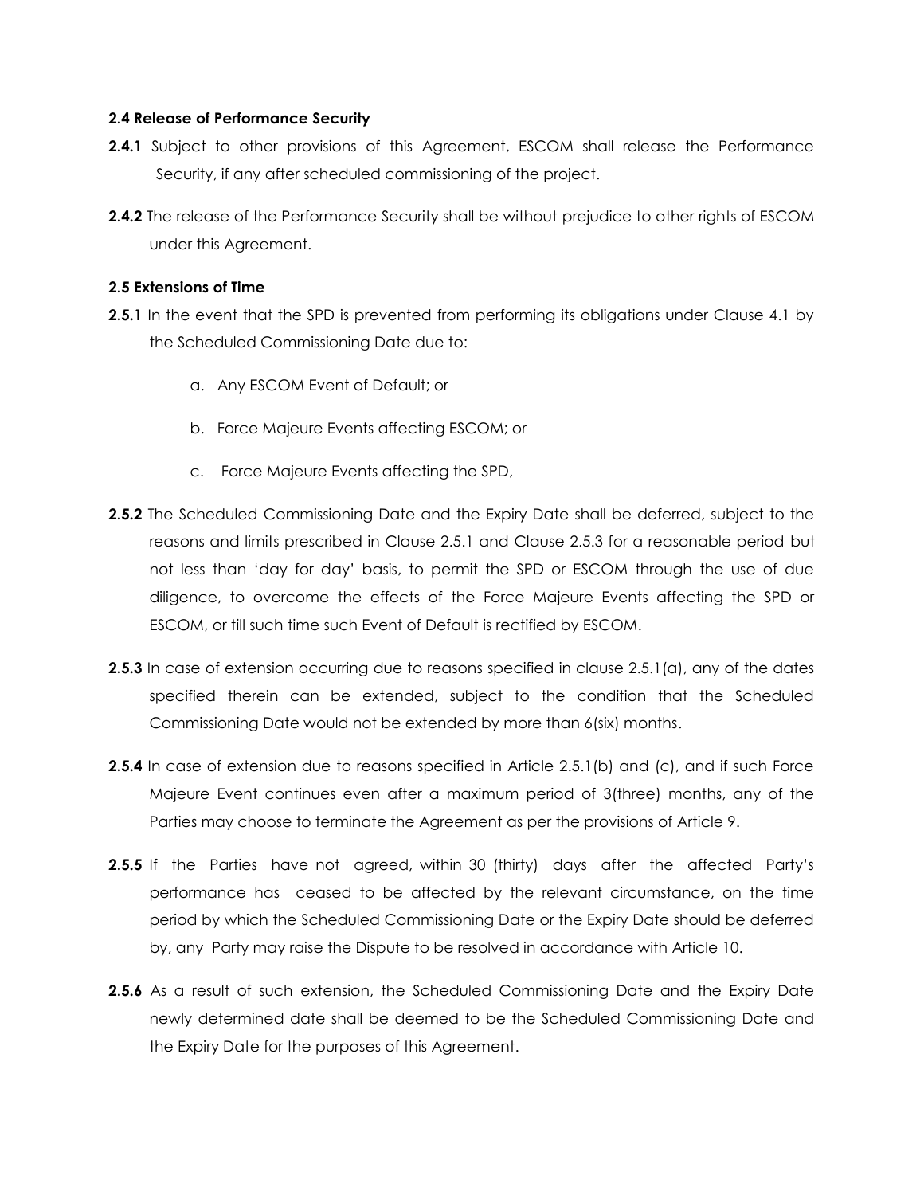**2.4 Release of Performance Security**

**2.4.1** Subject to other provisions of this Agreement, ESCOM shall release the Performance Security, if any after scheduled commissioning of the project.

**2.4.2** The release of the Performance Security shall be without prejudice to other rights of ESCOM under this Agreement.

**2.5 Extensions of Time**

**2.5.1** In the event that the SPD is prevented from performing its obligations under Clause 4.1 by the Scheduled Commissioning Date due to:

a. Any ESCOM Event of Default; or

b. Force Majeure Events affecting ESCOM; or

c. Force Majeure Events affecting the SPD,

**2.5.2** The Scheduled Commissioning Date and the Expiry Date shall be deferred, subject to the reasons and limits prescribed in Clause 2.5.1 and Clause 2.5.3 for a reasonable period but not less than 'day for day' basis, to permit the SPD or ESCOM through the use of due diligence, to overcome the effects of the Force Majeure Events affecting the SPD or ESCOM, or till such time such Event of Default is rectified by ESCOM.

**2.5.3** In case of extension occurring due to reasons specified in clause 2.5.1(a), any of the dates specified therein can be extended, subject to the condition that the Scheduled Commissioning Date would not be extended by more than 6(six) months.

**2.5.4** In case of extension due to reasons specified in Article 2.5.1(b) and (c), and if such Force Majeure Event continues even after a maximum period of 3(three) months, any of the Parties may choose to terminate the Agreement as per the provisions of Article 9.

**2.5.5** If the Parties have not agreed, within 30 (thirty) days after the affected Party's performance has ceased to be affected by the relevant circumstance, on the time period by which the Scheduled Commissioning Date or the Expiry Date should be deferred by, any Party may raise the Dispute to be resolved in accordance with Article 10.

**2.5.6** As a result of such extension, the Scheduled Commissioning Date and the Expiry Date newly determined date shall be deemed to be the Scheduled Commissioning Date and the Expiry Date for the purposes of this Agreement.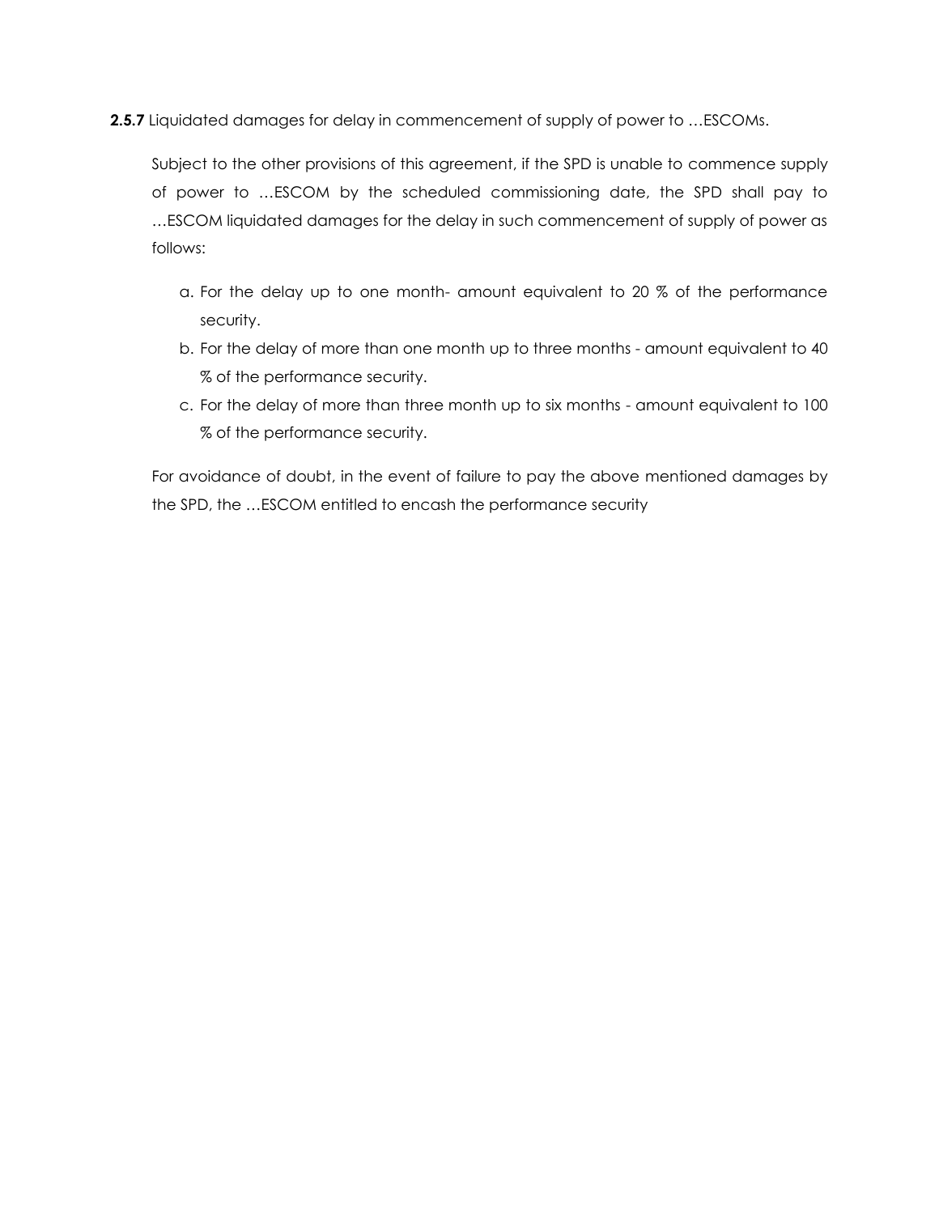**2.5.7** Liquidated damages for delay in commencement of supply of power to …ESCOMs.

Subject to the other provisions of this agreement, if the SPD is unable to commence supply of power to …ESCOM by the scheduled commissioning date, the SPD shall pay to …ESCOM liquidated damages for the delay in such commencement of supply of power as follows:

a. For the delay up to one month- amount equivalent to 20 % of the performance security.
b. For the delay of more than one month up to three months - amount equivalent to 40 % of the performance security.
c. For the delay of more than three month up to six months - amount equivalent to 100 % of the performance security.

For avoidance of doubt, in the event of failure to pay the above mentioned damages by the SPD, the …ESCOM entitled to encash the performance security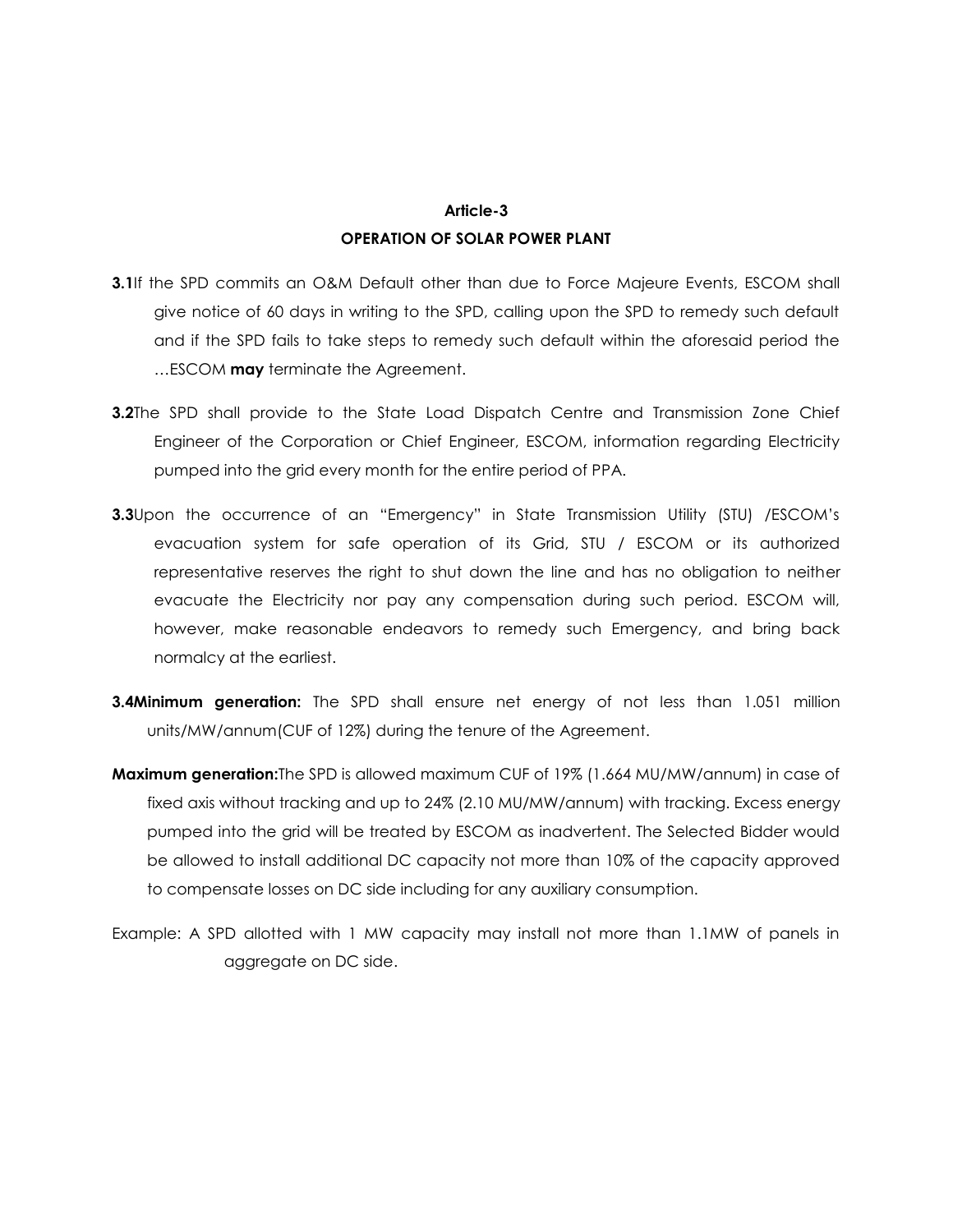## Article-3

## OPERATION OF SOLAR POWER PLANT

**3.1** If the SPD commits an O&M Default other than due to Force Majeure Events, ESCOM shall give notice of 60 days in writing to the SPD, calling upon the SPD to remedy such default and if the SPD fails to take steps to remedy such default within the aforesaid period the …ESCOM **may** terminate the Agreement.

**3.2** The SPD shall provide to the State Load Dispatch Centre and Transmission Zone Chief Engineer of the Corporation or Chief Engineer, ESCOM, information regarding Electricity pumped into the grid every month for the entire period of PPA.

**3.3** Upon the occurrence of an "Emergency" in State Transmission Utility (STU) /ESCOM's evacuation system for safe operation of its Grid, STU / ESCOM or its authorized representative reserves the right to shut down the line and has no obligation to neither evacuate the Electricity nor pay any compensation during such period. ESCOM will, however, make reasonable endeavors to remedy such Emergency, and bring back normalcy at the earliest.

**3.4 Minimum generation:** The SPD shall ensure net energy of not less than 1.051 million units/MW/annum(CUF of 12%) during the tenure of the Agreement.

**Maximum generation:** The SPD is allowed maximum CUF of 19% (1.664 MU/MW/annum) in case of fixed axis without tracking and up to 24% (2.10 MU/MW/annum) with tracking. Excess energy pumped into the grid will be treated by ESCOM as inadvertent. The Selected Bidder would be allowed to install additional DC capacity not more than 10% of the capacity approved to compensate losses on DC side including for any auxiliary consumption.

Example: A SPD allotted with 1 MW capacity may install not more than 1.1MW of panels in aggregate on DC side.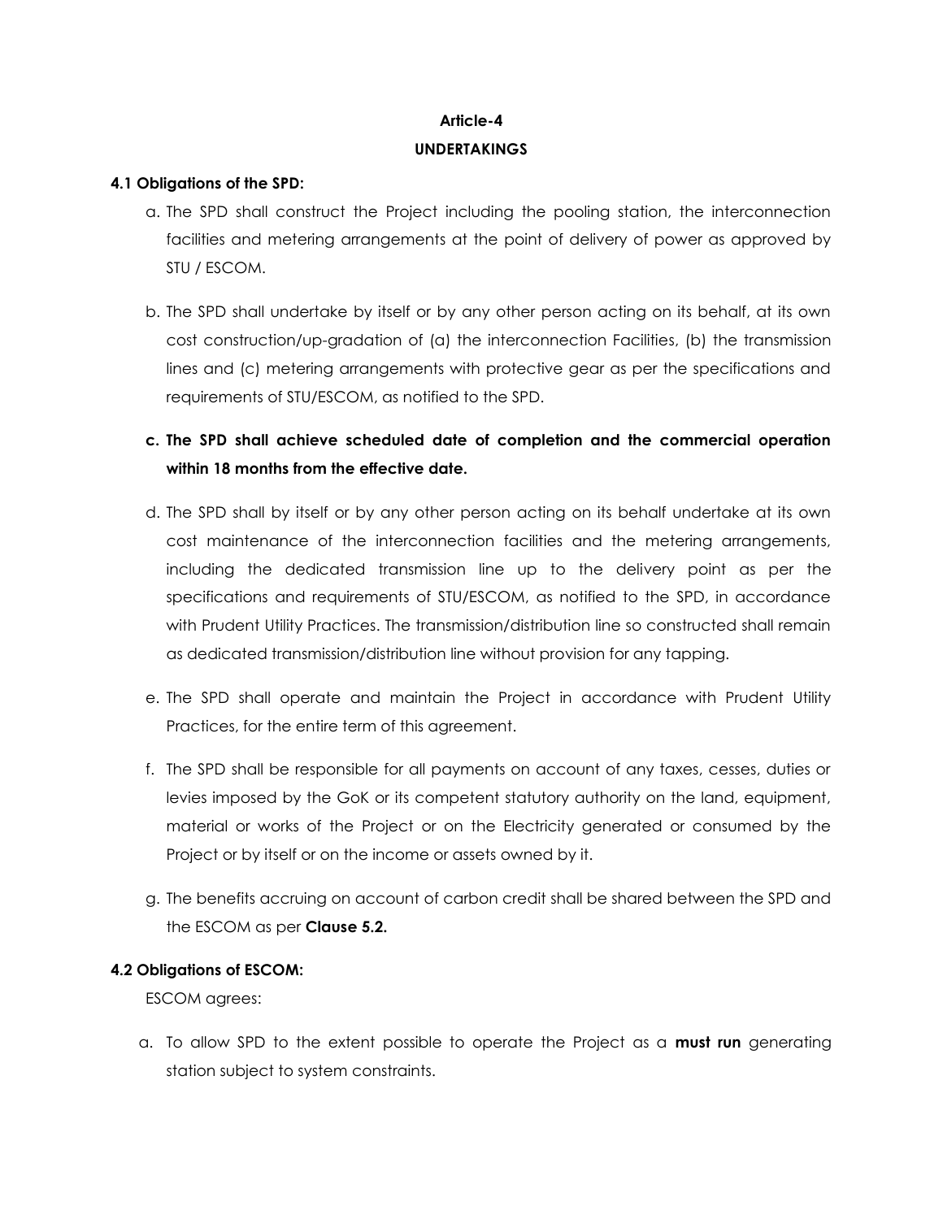**Article-4**

**UNDERTAKINGS**

**4.1 Obligations of the SPD:**

a. The SPD shall construct the Project including the pooling station, the interconnection facilities and metering arrangements at the point of delivery of power as approved by STU / ESCOM.

b. The SPD shall undertake by itself or by any other person acting on its behalf, at its own cost construction/up-gradation of (a) the interconnection Facilities, (b) the transmission lines and (c) metering arrangements with protective gear as per the specifications and requirements of STU/ESCOM, as notified to the SPD.

**c. The SPD shall achieve scheduled date of completion and the commercial operation within 18 months from the effective date.**

d. The SPD shall by itself or by any other person acting on its behalf undertake at its own cost maintenance of the interconnection facilities and the metering arrangements, including the dedicated transmission line up to the delivery point as per the specifications and requirements of STU/ESCOM, as notified to the SPD, in accordance with Prudent Utility Practices. The transmission/distribution line so constructed shall remain as dedicated transmission/distribution line without provision for any tapping.

e. The SPD shall operate and maintain the Project in accordance with Prudent Utility Practices, for the entire term of this agreement.

f. The SPD shall be responsible for all payments on account of any taxes, cesses, duties or levies imposed by the GoK or its competent statutory authority on the land, equipment, material or works of the Project or on the Electricity generated or consumed by the Project or by itself or on the income or assets owned by it.

g. The benefits accruing on account of carbon credit shall be shared between the SPD and the ESCOM as per **Clause 5.2.**

**4.2 Obligations of ESCOM:**

ESCOM agrees:

a. To allow SPD to the extent possible to operate the Project as a **must run** generating station subject to system constraints.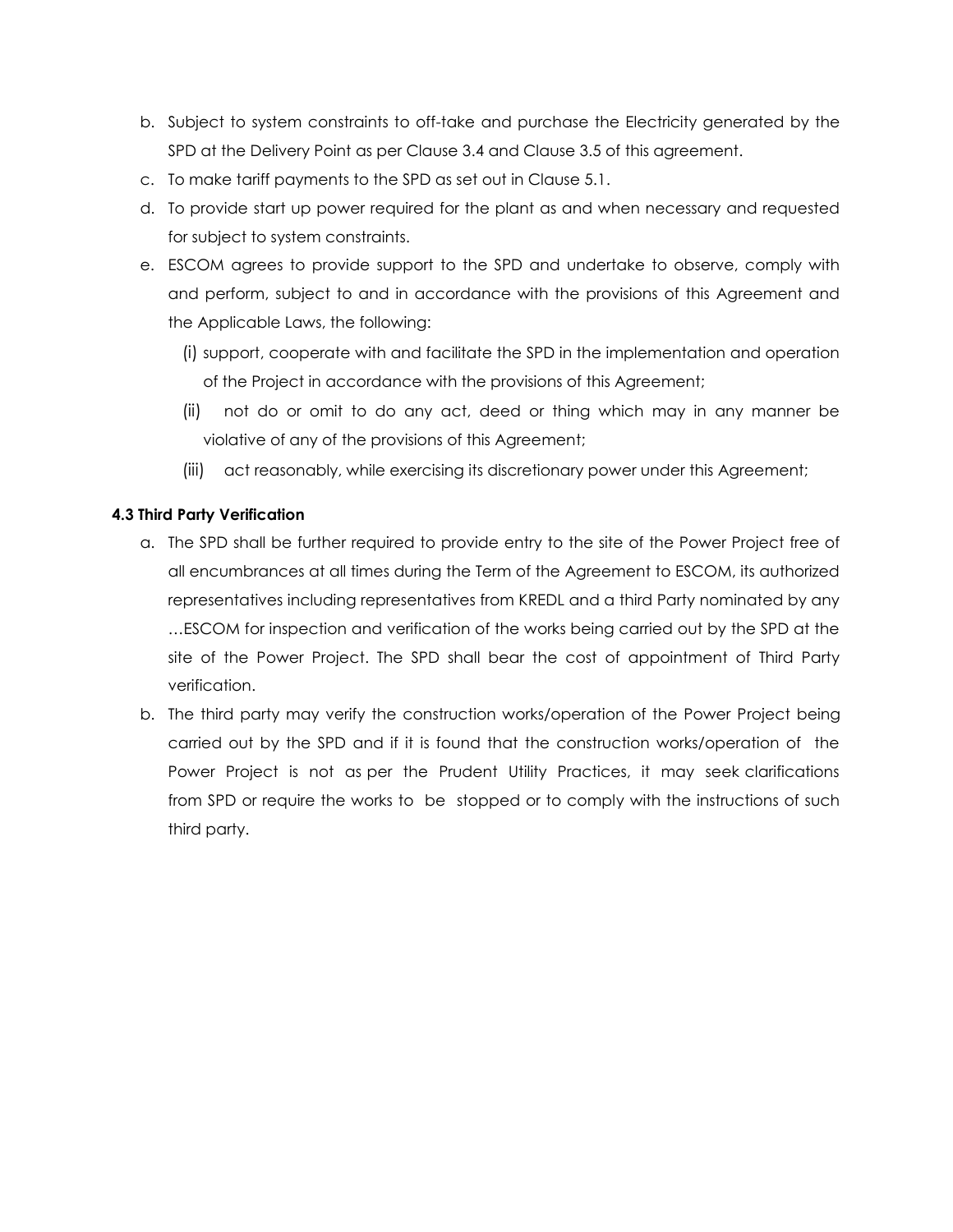b. Subject to system constraints to off-take and purchase the Electricity generated by the SPD at the Delivery Point as per Clause 3.4 and Clause 3.5 of this agreement.

c. To make tariff payments to the SPD as set out in Clause 5.1.

d. To provide start up power required for the plant as and when necessary and requested for subject to system constraints.

e. ESCOM agrees to provide support to the SPD and undertake to observe, comply with and perform, subject to and in accordance with the provisions of this Agreement and the Applicable Laws, the following:

   (i) support, cooperate with and facilitate the SPD in the implementation and operation of the Project in accordance with the provisions of this Agreement;

   (ii) not do or omit to do any act, deed or thing which may in any manner be violative of any of the provisions of this Agreement;

   (iii) act reasonably, while exercising its discretionary power under this Agreement;

**4.3 Third Party Verification**

a. The SPD shall be further required to provide entry to the site of the Power Project free of all encumbrances at all times during the Term of the Agreement to ESCOM, its authorized representatives including representatives from KREDL and a third Party nominated by any …ESCOM for inspection and verification of the works being carried out by the SPD at the site of the Power Project. The SPD shall bear the cost of appointment of Third Party verification.

b. The third party may verify the construction works/operation of the Power Project being carried out by the SPD and if it is found that the construction works/operation of the Power Project is not as per the Prudent Utility Practices, it may seek clarifications from SPD or require the works to be stopped or to comply with the instructions of such third party.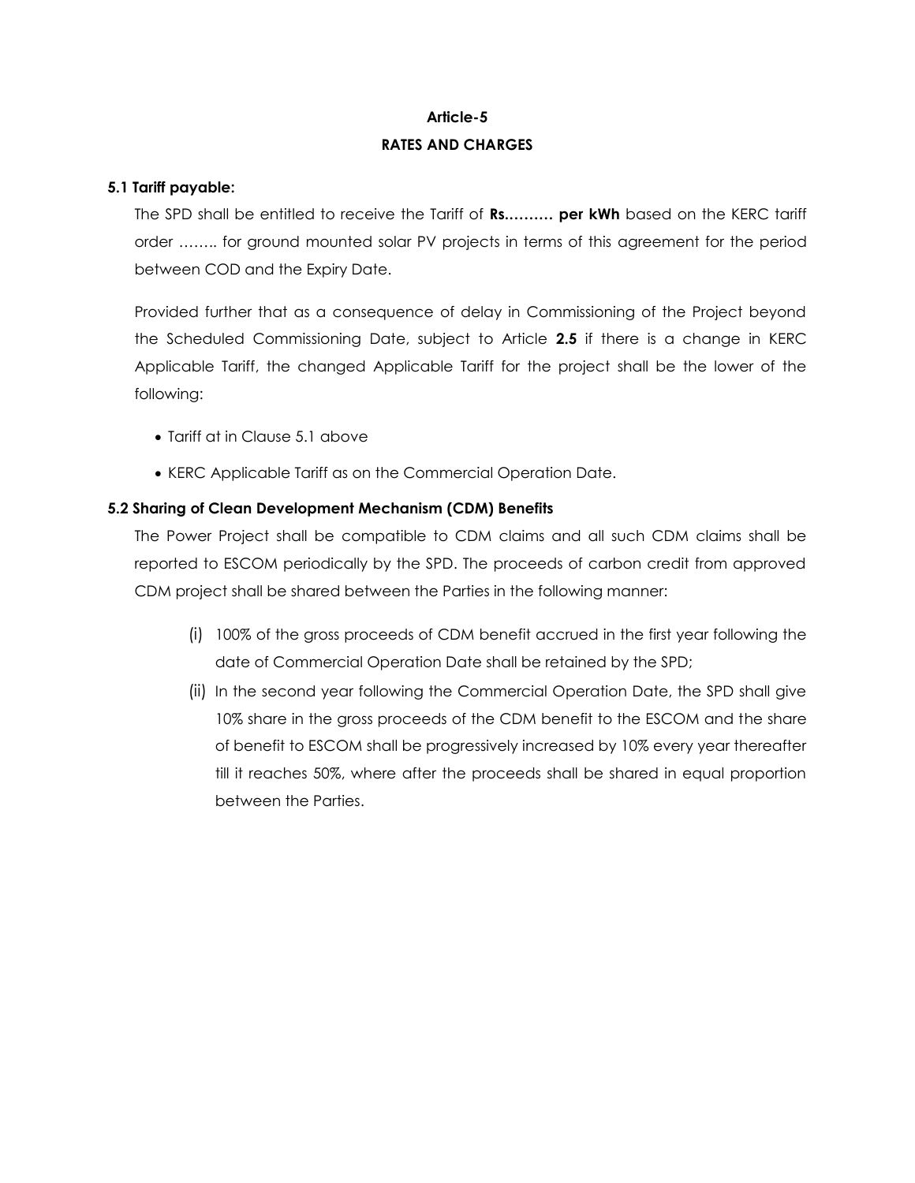# Article-5

## RATES AND CHARGES

**5.1 Tariff payable:**

The SPD shall be entitled to receive the Tariff of **Rs.……… per kWh** based on the KERC tariff order …….. for ground mounted solar PV projects in terms of this agreement for the period between COD and the Expiry Date.

Provided further that as a consequence of delay in Commissioning of the Project beyond the Scheduled Commissioning Date, subject to Article **2.5** if there is a change in KERC Applicable Tariff, the changed Applicable Tariff for the project shall be the lower of the following:

- Tariff at in Clause 5.1 above
- KERC Applicable Tariff as on the Commercial Operation Date.

**5.2 Sharing of Clean Development Mechanism (CDM) Benefits**

The Power Project shall be compatible to CDM claims and all such CDM claims shall be reported to ESCOM periodically by the SPD. The proceeds of carbon credit from approved CDM project shall be shared between the Parties in the following manner:

(i) 100% of the gross proceeds of CDM benefit accrued in the first year following the date of Commercial Operation Date shall be retained by the SPD;

(ii) In the second year following the Commercial Operation Date, the SPD shall give 10% share in the gross proceeds of the CDM benefit to the ESCOM and the share of benefit to ESCOM shall be progressively increased by 10% every year thereafter till it reaches 50%, where after the proceeds shall be shared in equal proportion between the Parties.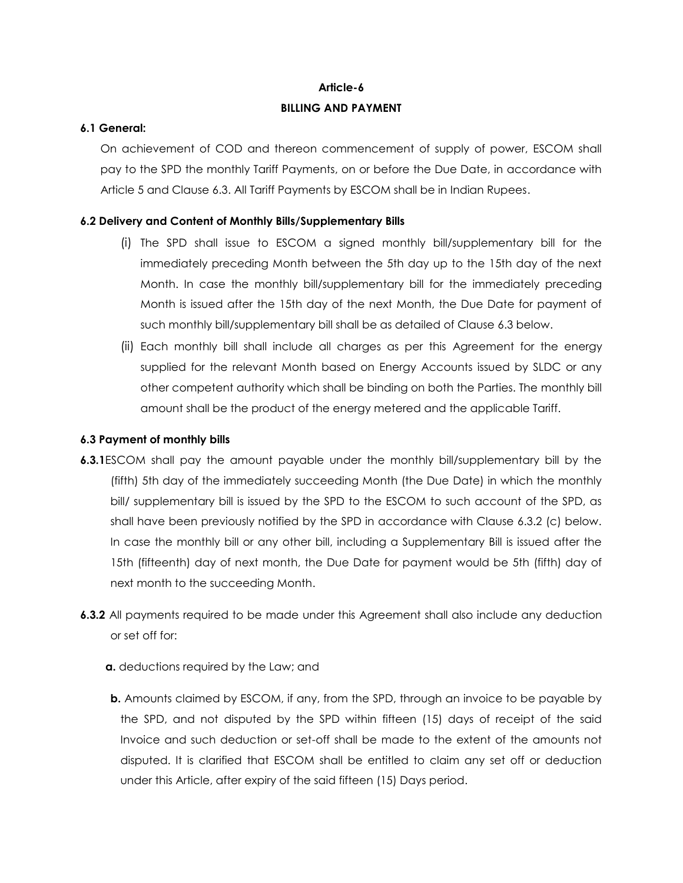## Article-6

## BILLING AND PAYMENT

**6.1 General:**

On achievement of COD and thereon commencement of supply of power, ESCOM shall pay to the SPD the monthly Tariff Payments, on or before the Due Date, in accordance with Article 5 and Clause 6.3. All Tariff Payments by ESCOM shall be in Indian Rupees.

**6.2 Delivery and Content of Monthly Bills/Supplementary Bills**

(i) The SPD shall issue to ESCOM a signed monthly bill/supplementary bill for the immediately preceding Month between the 5th day up to the 15th day of the next Month. In case the monthly bill/supplementary bill for the immediately preceding Month is issued after the 15th day of the next Month, the Due Date for payment of such monthly bill/supplementary bill shall be as detailed of Clause 6.3 below.

(ii) Each monthly bill shall include all charges as per this Agreement for the energy supplied for the relevant Month based on Energy Accounts issued by SLDC or any other competent authority which shall be binding on both the Parties. The monthly bill amount shall be the product of the energy metered and the applicable Tariff.

**6.3 Payment of monthly bills**

**6.3.1** ESCOM shall pay the amount payable under the monthly bill/supplementary bill by the (fifth) 5th day of the immediately succeeding Month (the Due Date) in which the monthly bill/ supplementary bill is issued by the SPD to the ESCOM to such account of the SPD, as shall have been previously notified by the SPD in accordance with Clause 6.3.2 (c) below. In case the monthly bill or any other bill, including a Supplementary Bill is issued after the 15th (fifteenth) day of next month, the Due Date for payment would be 5th (fifth) day of next month to the succeeding Month.

**6.3.2** All payments required to be made under this Agreement shall also include any deduction or set off for:

**a.** deductions required by the Law; and

**b.** Amounts claimed by ESCOM, if any, from the SPD, through an invoice to be payable by the SPD, and not disputed by the SPD within fifteen (15) days of receipt of the said Invoice and such deduction or set-off shall be made to the extent of the amounts not disputed. It is clarified that ESCOM shall be entitled to claim any set off or deduction under this Article, after expiry of the said fifteen (15) Days period.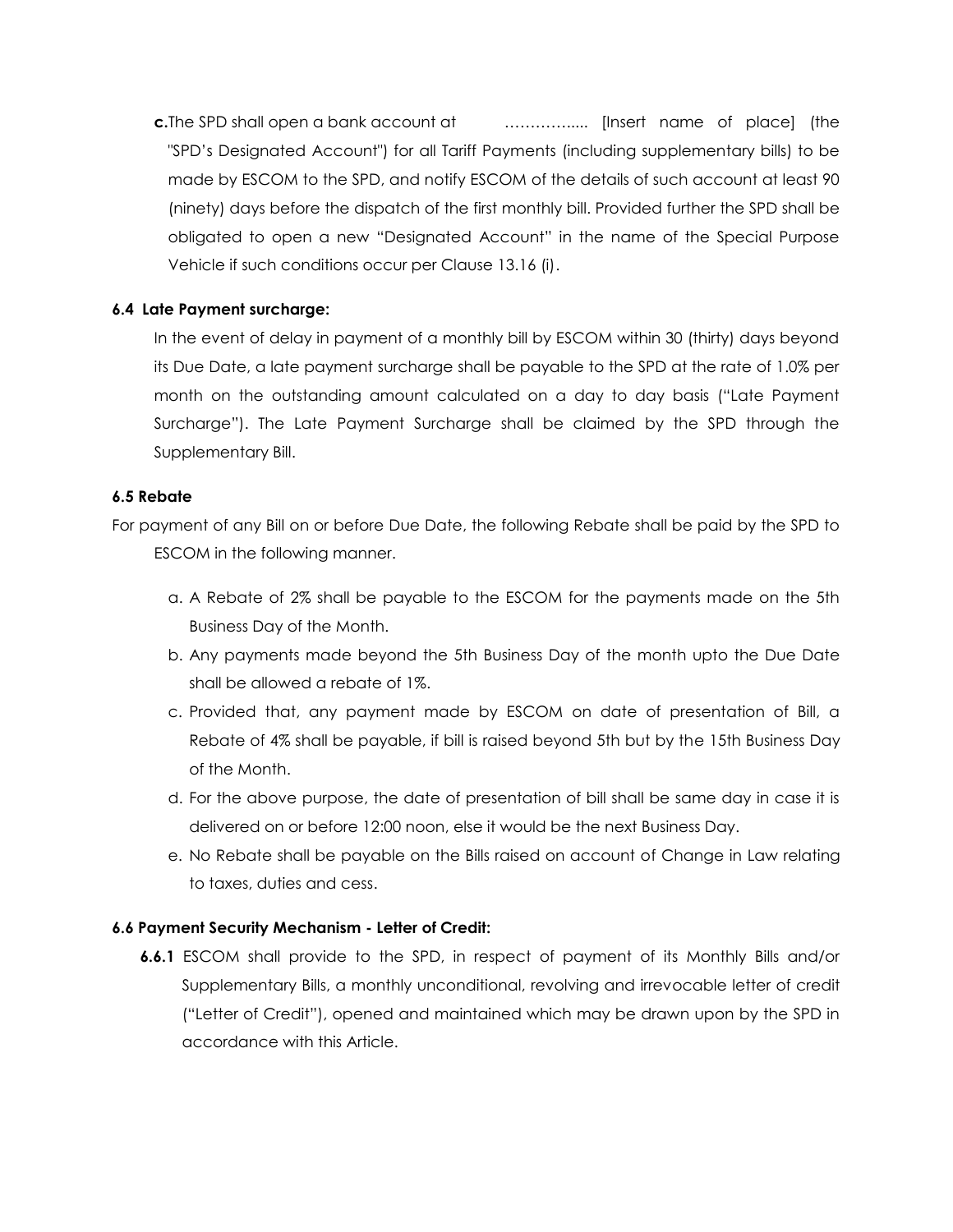**c.** The SPD shall open a bank account at ……………..... [Insert name of place] (the "SPD's Designated Account") for all Tariff Payments (including supplementary bills) to be made by ESCOM to the SPD, and notify ESCOM of the details of such account at least 90 (ninety) days before the dispatch of the first monthly bill. Provided further the SPD shall be obligated to open a new "Designated Account" in the name of the Special Purpose Vehicle if such conditions occur per Clause 13.16 (i).

**6.4 Late Payment surcharge:**

In the event of delay in payment of a monthly bill by ESCOM within 30 (thirty) days beyond its Due Date, a late payment surcharge shall be payable to the SPD at the rate of 1.0% per month on the outstanding amount calculated on a day to day basis ("Late Payment Surcharge"). The Late Payment Surcharge shall be claimed by the SPD through the Supplementary Bill.

**6.5 Rebate**

For payment of any Bill on or before Due Date, the following Rebate shall be paid by the SPD to ESCOM in the following manner.

a. A Rebate of 2% shall be payable to the ESCOM for the payments made on the 5th Business Day of the Month.

b. Any payments made beyond the 5th Business Day of the month upto the Due Date shall be allowed a rebate of 1%.

c. Provided that, any payment made by ESCOM on date of presentation of Bill, a Rebate of 4% shall be payable, if bill is raised beyond 5th but by the 15th Business Day of the Month.

d. For the above purpose, the date of presentation of bill shall be same day in case it is delivered on or before 12:00 noon, else it would be the next Business Day.

e. No Rebate shall be payable on the Bills raised on account of Change in Law relating to taxes, duties and cess.

**6.6 Payment Security Mechanism - Letter of Credit:**

**6.6.1** ESCOM shall provide to the SPD, in respect of payment of its Monthly Bills and/or Supplementary Bills, a monthly unconditional, revolving and irrevocable letter of credit ("Letter of Credit"), opened and maintained which may be drawn upon by the SPD in accordance with this Article.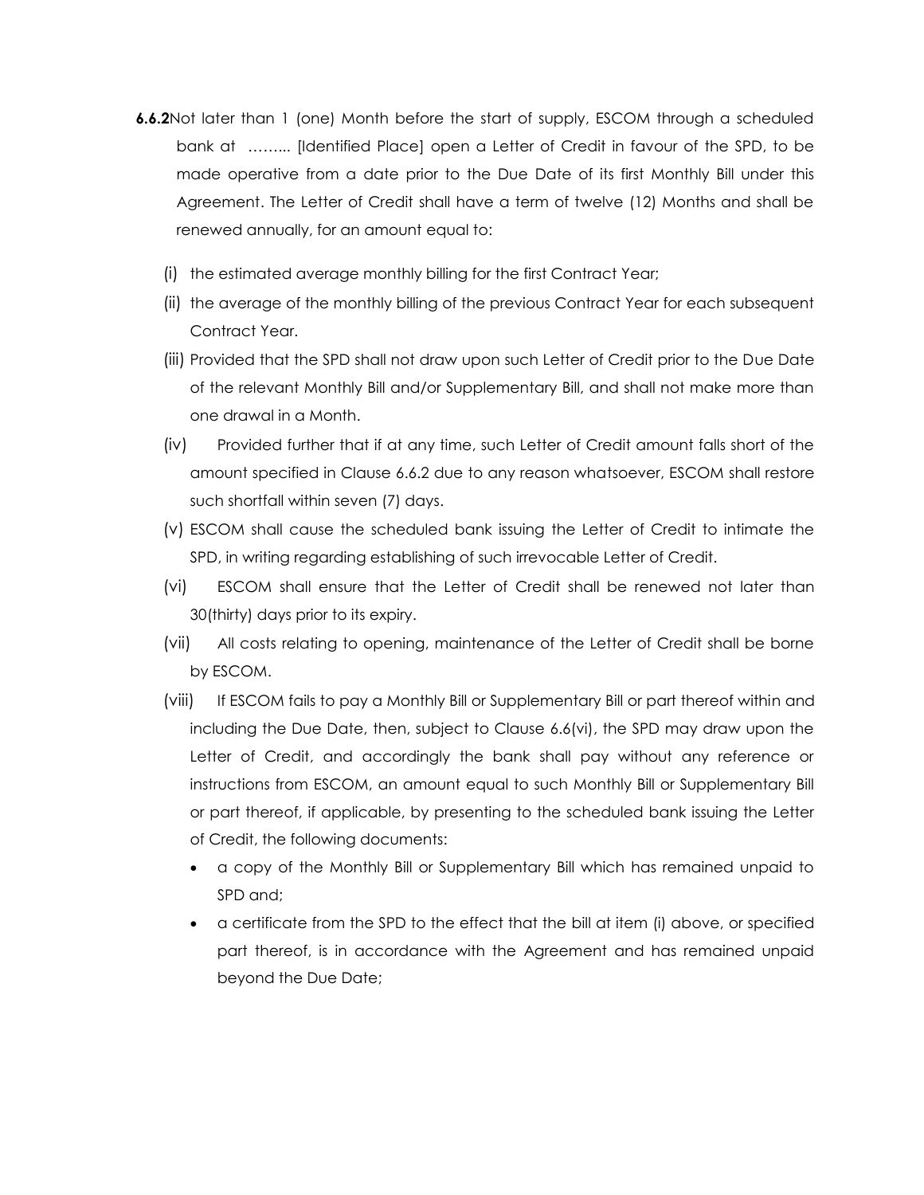**6.6.2** Not later than 1 (one) Month before the start of supply, ESCOM through a scheduled bank at …….. [Identified Place] open a Letter of Credit in favour of the SPD, to be made operative from a date prior to the Due Date of its first Monthly Bill under this Agreement. The Letter of Credit shall have a term of twelve (12) Months and shall be renewed annually, for an amount equal to:

(i) the estimated average monthly billing for the first Contract Year;

(ii) the average of the monthly billing of the previous Contract Year for each subsequent Contract Year.

(iii) Provided that the SPD shall not draw upon such Letter of Credit prior to the Due Date of the relevant Monthly Bill and/or Supplementary Bill, and shall not make more than one drawal in a Month.

(iv) Provided further that if at any time, such Letter of Credit amount falls short of the amount specified in Clause 6.6.2 due to any reason whatsoever, ESCOM shall restore such shortfall within seven (7) days.

(v) ESCOM shall cause the scheduled bank issuing the Letter of Credit to intimate the SPD, in writing regarding establishing of such irrevocable Letter of Credit.

(vi) ESCOM shall ensure that the Letter of Credit shall be renewed not later than 30(thirty) days prior to its expiry.

(vii) All costs relating to opening, maintenance of the Letter of Credit shall be borne by ESCOM.

(viii) If ESCOM fails to pay a Monthly Bill or Supplementary Bill or part thereof within and including the Due Date, then, subject to Clause 6.6(vi), the SPD may draw upon the Letter of Credit, and accordingly the bank shall pay without any reference or instructions from ESCOM, an amount equal to such Monthly Bill or Supplementary Bill or part thereof, if applicable, by presenting to the scheduled bank issuing the Letter of Credit, the following documents:

- a copy of the Monthly Bill or Supplementary Bill which has remained unpaid to SPD and;
- a certificate from the SPD to the effect that the bill at item (i) above, or specified part thereof, is in accordance with the Agreement and has remained unpaid beyond the Due Date;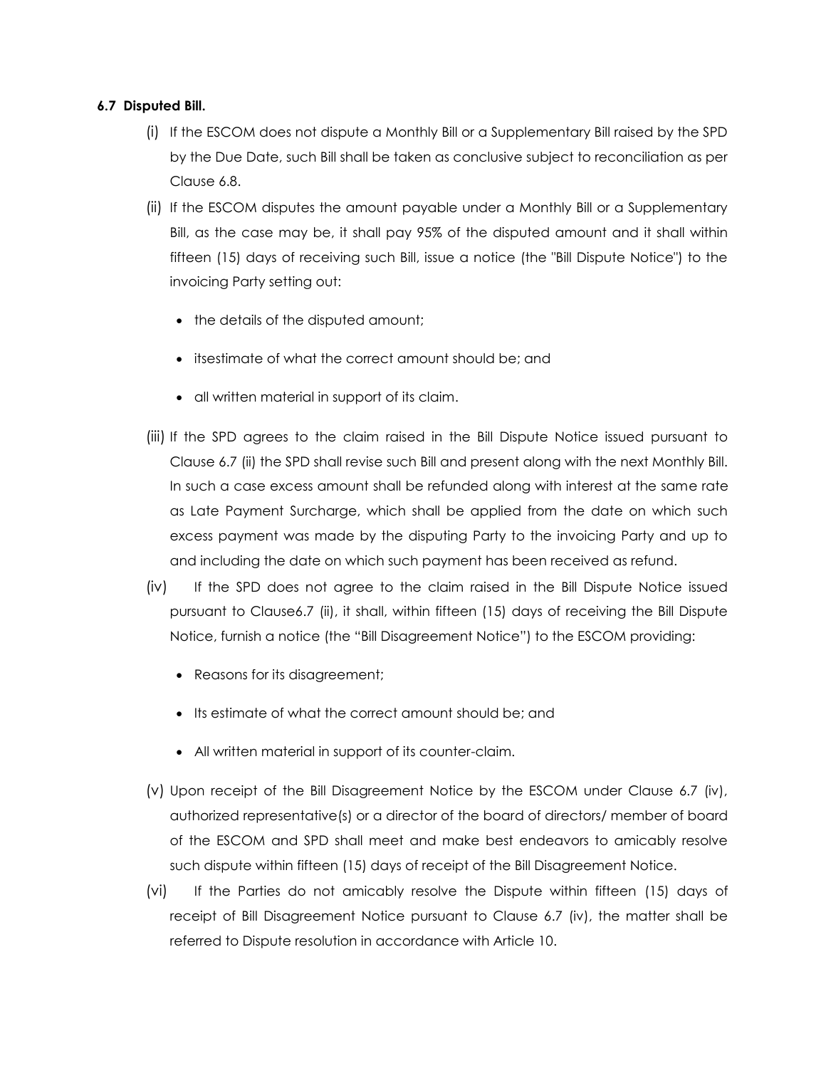**6.7 Disputed Bill.**

(i) If the ESCOM does not dispute a Monthly Bill or a Supplementary Bill raised by the SPD by the Due Date, such Bill shall be taken as conclusive subject to reconciliation as per Clause 6.8.

(ii) If the ESCOM disputes the amount payable under a Monthly Bill or a Supplementary Bill, as the case may be, it shall pay 95% of the disputed amount and it shall within fifteen (15) days of receiving such Bill, issue a notice (the "Bill Dispute Notice") to the invoicing Party setting out:

- the details of the disputed amount;
- itsestimate of what the correct amount should be; and
- all written material in support of its claim.

(iii) If the SPD agrees to the claim raised in the Bill Dispute Notice issued pursuant to Clause 6.7 (ii) the SPD shall revise such Bill and present along with the next Monthly Bill. In such a case excess amount shall be refunded along with interest at the same rate as Late Payment Surcharge, which shall be applied from the date on which such excess payment was made by the disputing Party to the invoicing Party and up to and including the date on which such payment has been received as refund.

(iv) If the SPD does not agree to the claim raised in the Bill Dispute Notice issued pursuant to Clause6.7 (ii), it shall, within fifteen (15) days of receiving the Bill Dispute Notice, furnish a notice (the "Bill Disagreement Notice") to the ESCOM providing:

- Reasons for its disagreement;
- Its estimate of what the correct amount should be; and
- All written material in support of its counter-claim.

(v) Upon receipt of the Bill Disagreement Notice by the ESCOM under Clause 6.7 (iv), authorized representative(s) or a director of the board of directors/ member of board of the ESCOM and SPD shall meet and make best endeavors to amicably resolve such dispute within fifteen (15) days of receipt of the Bill Disagreement Notice.

(vi) If the Parties do not amicably resolve the Dispute within fifteen (15) days of receipt of Bill Disagreement Notice pursuant to Clause 6.7 (iv), the matter shall be referred to Dispute resolution in accordance with Article 10.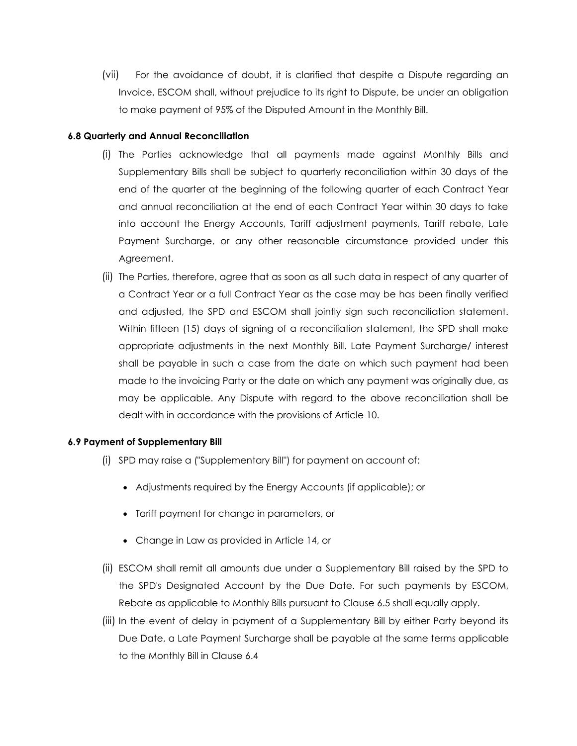(vii) For the avoidance of doubt, it is clarified that despite a Dispute regarding an Invoice, ESCOM shall, without prejudice to its right to Dispute, be under an obligation to make payment of 95% of the Disputed Amount in the Monthly Bill.

**6.8 Quarterly and Annual Reconciliation**

(i) The Parties acknowledge that all payments made against Monthly Bills and Supplementary Bills shall be subject to quarterly reconciliation within 30 days of the end of the quarter at the beginning of the following quarter of each Contract Year and annual reconciliation at the end of each Contract Year within 30 days to take into account the Energy Accounts, Tariff adjustment payments, Tariff rebate, Late Payment Surcharge, or any other reasonable circumstance provided under this Agreement.

(ii) The Parties, therefore, agree that as soon as all such data in respect of any quarter of a Contract Year or a full Contract Year as the case may be has been finally verified and adjusted, the SPD and ESCOM shall jointly sign such reconciliation statement. Within fifteen (15) days of signing of a reconciliation statement, the SPD shall make appropriate adjustments in the next Monthly Bill. Late Payment Surcharge/ interest shall be payable in such a case from the date on which such payment had been made to the invoicing Party or the date on which any payment was originally due, as may be applicable. Any Dispute with regard to the above reconciliation shall be dealt with in accordance with the provisions of Article 10.

**6.9 Payment of Supplementary Bill**

(i) SPD may raise a ("Supplementary Bill") for payment on account of:

- Adjustments required by the Energy Accounts (if applicable); or
- Tariff payment for change in parameters, or
- Change in Law as provided in Article 14, or

(ii) ESCOM shall remit all amounts due under a Supplementary Bill raised by the SPD to the SPD's Designated Account by the Due Date. For such payments by ESCOM, Rebate as applicable to Monthly Bills pursuant to Clause 6.5 shall equally apply.

(iii) In the event of delay in payment of a Supplementary Bill by either Party beyond its Due Date, a Late Payment Surcharge shall be payable at the same terms applicable to the Monthly Bill in Clause 6.4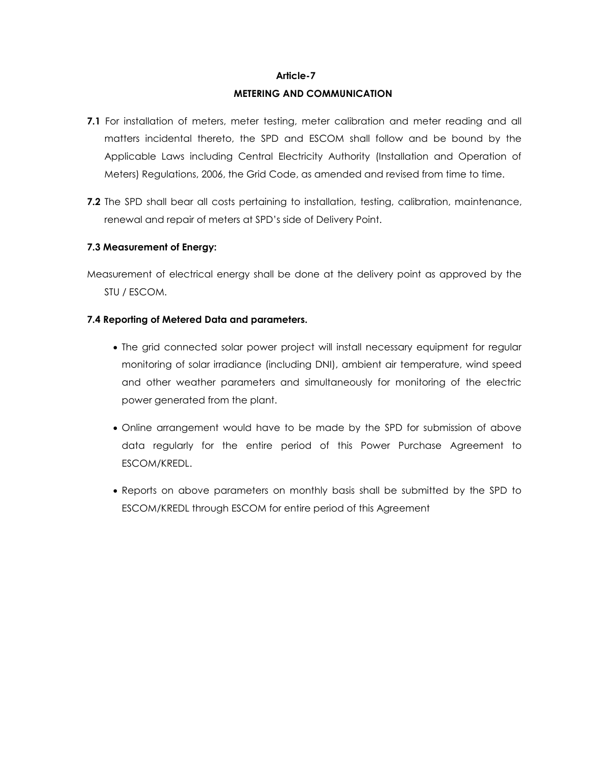## Article-7

## METERING AND COMMUNICATION

**7.1** For installation of meters, meter testing, meter calibration and meter reading and all matters incidental thereto, the SPD and ESCOM shall follow and be bound by the Applicable Laws including Central Electricity Authority (Installation and Operation of Meters) Regulations, 2006, the Grid Code, as amended and revised from time to time.

**7.2** The SPD shall bear all costs pertaining to installation, testing, calibration, maintenance, renewal and repair of meters at SPD's side of Delivery Point.

**7.3 Measurement of Energy:**

Measurement of electrical energy shall be done at the delivery point as approved by the STU / ESCOM.

**7.4 Reporting of Metered Data and parameters.**

- The grid connected solar power project will install necessary equipment for regular monitoring of solar irradiance (including DNI), ambient air temperature, wind speed and other weather parameters and simultaneously for monitoring of the electric power generated from the plant.
- Online arrangement would have to be made by the SPD for submission of above data regularly for the entire period of this Power Purchase Agreement to ESCOM/KREDL.
- Reports on above parameters on monthly basis shall be submitted by the SPD to ESCOM/KREDL through ESCOM for entire period of this Agreement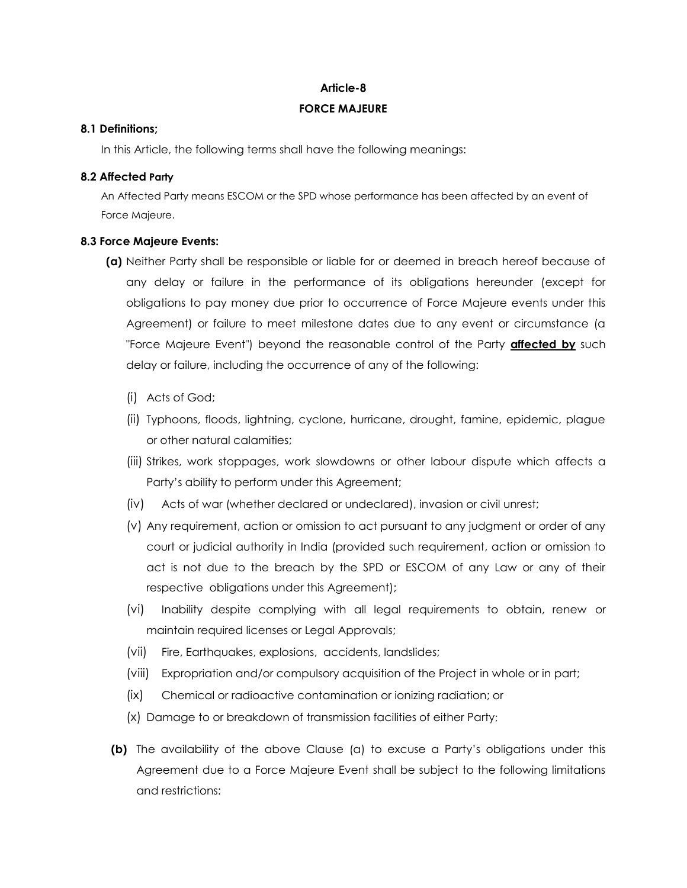**Article-8**

**FORCE MAJEURE**

**8.1 Definitions;**

In this Article, the following terms shall have the following meanings:

**8.2 Affected Party**

An Affected Party means ESCOM or the SPD whose performance has been affected by an event of Force Majeure.

**8.3 Force Majeure Events:**

**(a)** Neither Party shall be responsible or liable for or deemed in breach hereof because of any delay or failure in the performance of its obligations hereunder (except for obligations to pay money due prior to occurrence of Force Majeure events under this Agreement) or failure to meet milestone dates due to any event or circumstance (a "Force Majeure Event") beyond the reasonable control of the Party **affected by** such delay or failure, including the occurrence of any of the following:

(i) Acts of God;

(ii) Typhoons, floods, lightning, cyclone, hurricane, drought, famine, epidemic, plague or other natural calamities;

(iii) Strikes, work stoppages, work slowdowns or other labour dispute which affects a Party's ability to perform under this Agreement;

(iv) Acts of war (whether declared or undeclared), invasion or civil unrest;

(v) Any requirement, action or omission to act pursuant to any judgment or order of any court or judicial authority in India (provided such requirement, action or omission to act is not due to the breach by the SPD or ESCOM of any Law or any of their respective obligations under this Agreement);

(vi) Inability despite complying with all legal requirements to obtain, renew or maintain required licenses or Legal Approvals;

(vii) Fire, Earthquakes, explosions, accidents, landslides;

(viii) Expropriation and/or compulsory acquisition of the Project in whole or in part;

(ix) Chemical or radioactive contamination or ionizing radiation; or

(x) Damage to or breakdown of transmission facilities of either Party;

**(b)** The availability of the above Clause (a) to excuse a Party's obligations under this Agreement due to a Force Majeure Event shall be subject to the following limitations and restrictions: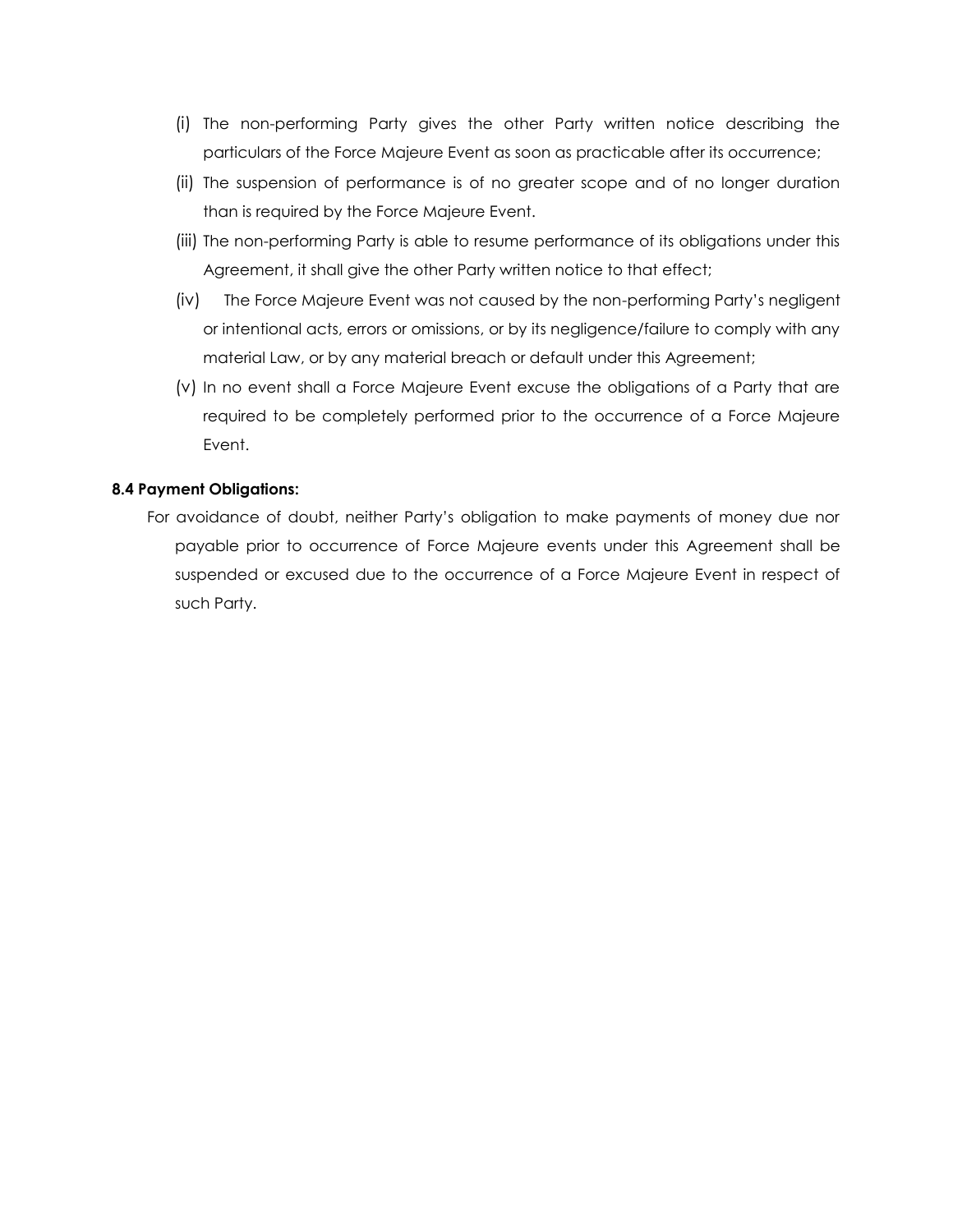(i) The non-performing Party gives the other Party written notice describing the particulars of the Force Majeure Event as soon as practicable after its occurrence;

(ii) The suspension of performance is of no greater scope and of no longer duration than is required by the Force Majeure Event.

(iii) The non-performing Party is able to resume performance of its obligations under this Agreement, it shall give the other Party written notice to that effect;

(iv) The Force Majeure Event was not caused by the non-performing Party's negligent or intentional acts, errors or omissions, or by its negligence/failure to comply with any material Law, or by any material breach or default under this Agreement;

(v) In no event shall a Force Majeure Event excuse the obligations of a Party that are required to be completely performed prior to the occurrence of a Force Majeure Event.

**8.4 Payment Obligations:**

For avoidance of doubt, neither Party's obligation to make payments of money due nor payable prior to occurrence of Force Majeure events under this Agreement shall be suspended or excused due to the occurrence of a Force Majeure Event in respect of such Party.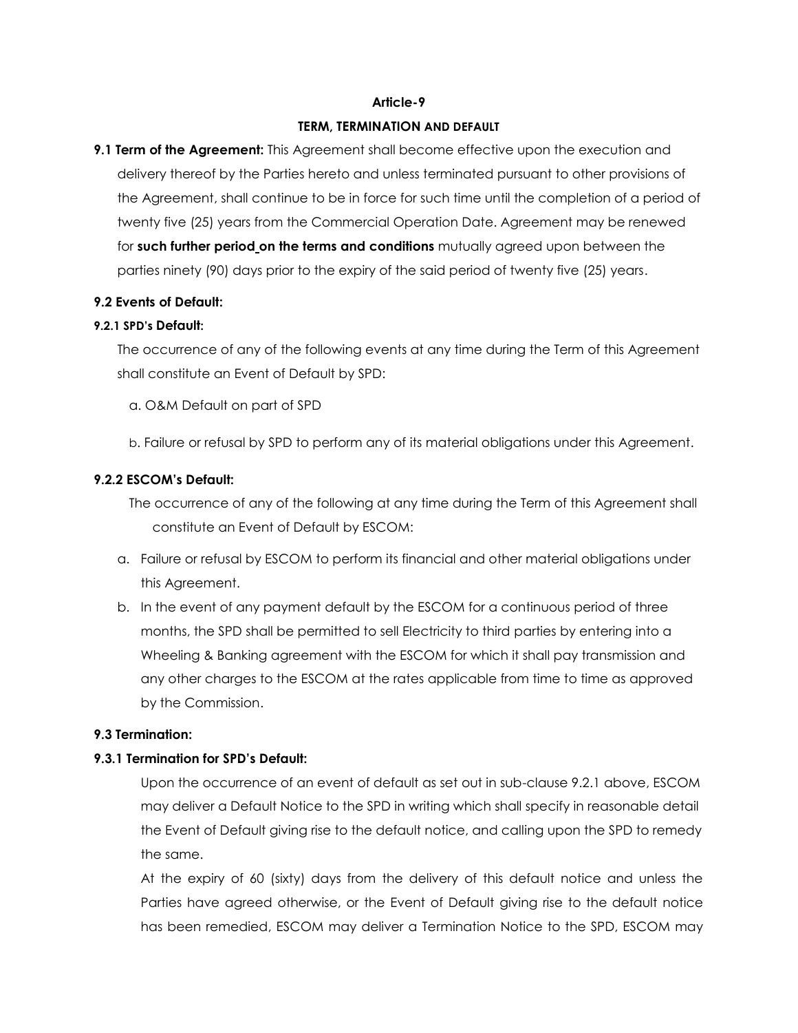**Article-9**

**TERM, TERMINATION AND DEFAULT**

**9.1 Term of the Agreement:** This Agreement shall become effective upon the execution and delivery thereof by the Parties hereto and unless terminated pursuant to other provisions of the Agreement, shall continue to be in force for such time until the completion of a period of twenty five (25) years from the Commercial Operation Date. Agreement may be renewed for **such further period on the terms and conditions** mutually agreed upon between the parties ninety (90) days prior to the expiry of the said period of twenty five (25) years.

**9.2 Events of Default:**

**9.2.1 SPD's Default:**

The occurrence of any of the following events at any time during the Term of this Agreement shall constitute an Event of Default by SPD:

a. O&M Default on part of SPD

b. Failure or refusal by SPD to perform any of its material obligations under this Agreement.

**9.2.2 ESCOM's Default:**

The occurrence of any of the following at any time during the Term of this Agreement shall constitute an Event of Default by ESCOM:

a. Failure or refusal by ESCOM to perform its financial and other material obligations under this Agreement.
b. In the event of any payment default by the ESCOM for a continuous period of three months, the SPD shall be permitted to sell Electricity to third parties by entering into a Wheeling & Banking agreement with the ESCOM for which it shall pay transmission and any other charges to the ESCOM at the rates applicable from time to time as approved by the Commission.

**9.3 Termination:**

**9.3.1 Termination for SPD's Default:**

Upon the occurrence of an event of default as set out in sub-clause 9.2.1 above, ESCOM may deliver a Default Notice to the SPD in writing which shall specify in reasonable detail the Event of Default giving rise to the default notice, and calling upon the SPD to remedy the same.

At the expiry of 60 (sixty) days from the delivery of this default notice and unless the Parties have agreed otherwise, or the Event of Default giving rise to the default notice has been remedied, ESCOM may deliver a Termination Notice to the SPD, ESCOM may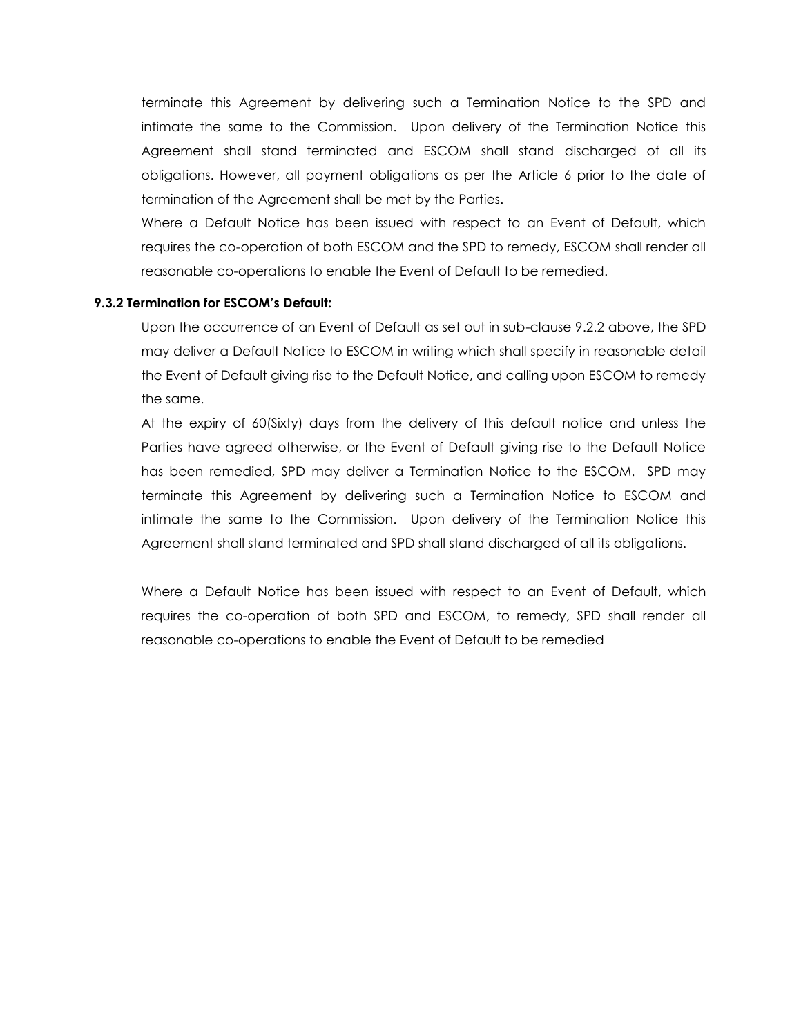terminate this Agreement by delivering such a Termination Notice to the SPD and intimate the same to the Commission. Upon delivery of the Termination Notice this Agreement shall stand terminated and ESCOM shall stand discharged of all its obligations. However, all payment obligations as per the Article 6 prior to the date of termination of the Agreement shall be met by the Parties.

Where a Default Notice has been issued with respect to an Event of Default, which requires the co-operation of both ESCOM and the SPD to remedy, ESCOM shall render all reasonable co-operations to enable the Event of Default to be remedied.

**9.3.2 Termination for ESCOM's Default:**

Upon the occurrence of an Event of Default as set out in sub-clause 9.2.2 above, the SPD may deliver a Default Notice to ESCOM in writing which shall specify in reasonable detail the Event of Default giving rise to the Default Notice, and calling upon ESCOM to remedy the same.

At the expiry of 60(Sixty) days from the delivery of this default notice and unless the Parties have agreed otherwise, or the Event of Default giving rise to the Default Notice has been remedied, SPD may deliver a Termination Notice to the ESCOM. SPD may terminate this Agreement by delivering such a Termination Notice to ESCOM and intimate the same to the Commission. Upon delivery of the Termination Notice this Agreement shall stand terminated and SPD shall stand discharged of all its obligations.

Where a Default Notice has been issued with respect to an Event of Default, which requires the co-operation of both SPD and ESCOM, to remedy, SPD shall render all reasonable co-operations to enable the Event of Default to be remedied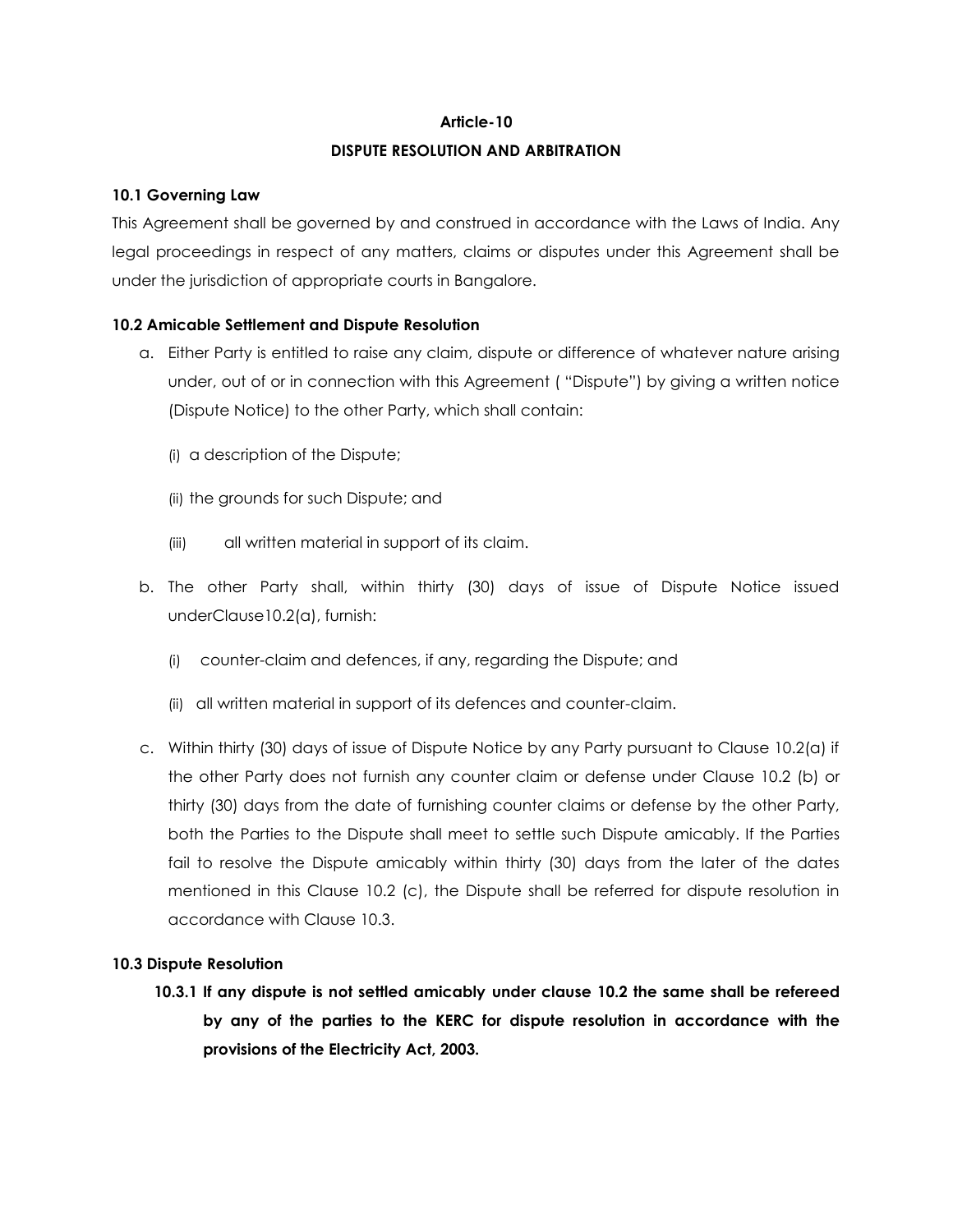**Article-10**

**DISPUTE RESOLUTION AND ARBITRATION**

**10.1 Governing Law**

This Agreement shall be governed by and construed in accordance with the Laws of India. Any legal proceedings in respect of any matters, claims or disputes under this Agreement shall be under the jurisdiction of appropriate courts in Bangalore.

**10.2 Amicable Settlement and Dispute Resolution**

a. Either Party is entitled to raise any claim, dispute or difference of whatever nature arising under, out of or in connection with this Agreement ( "Dispute") by giving a written notice (Dispute Notice) to the other Party, which shall contain:

   (i) a description of the Dispute;

   (ii) the grounds for such Dispute; and

   (iii) all written material in support of its claim.

b. The other Party shall, within thirty (30) days of issue of Dispute Notice issued underClause10.2(a), furnish:

   (i) counter-claim and defences, if any, regarding the Dispute; and

   (ii) all written material in support of its defences and counter-claim.

c. Within thirty (30) days of issue of Dispute Notice by any Party pursuant to Clause 10.2(a) if the other Party does not furnish any counter claim or defense under Clause 10.2 (b) or thirty (30) days from the date of furnishing counter claims or defense by the other Party, both the Parties to the Dispute shall meet to settle such Dispute amicably. If the Parties fail to resolve the Dispute amicably within thirty (30) days from the later of the dates mentioned in this Clause 10.2 (c), the Dispute shall be referred for dispute resolution in accordance with Clause 10.3.

**10.3 Dispute Resolution**

**10.3.1 If any dispute is not settled amicably under clause 10.2 the same shall be refereed by any of the parties to the KERC for dispute resolution in accordance with the provisions of the Electricity Act, 2003.**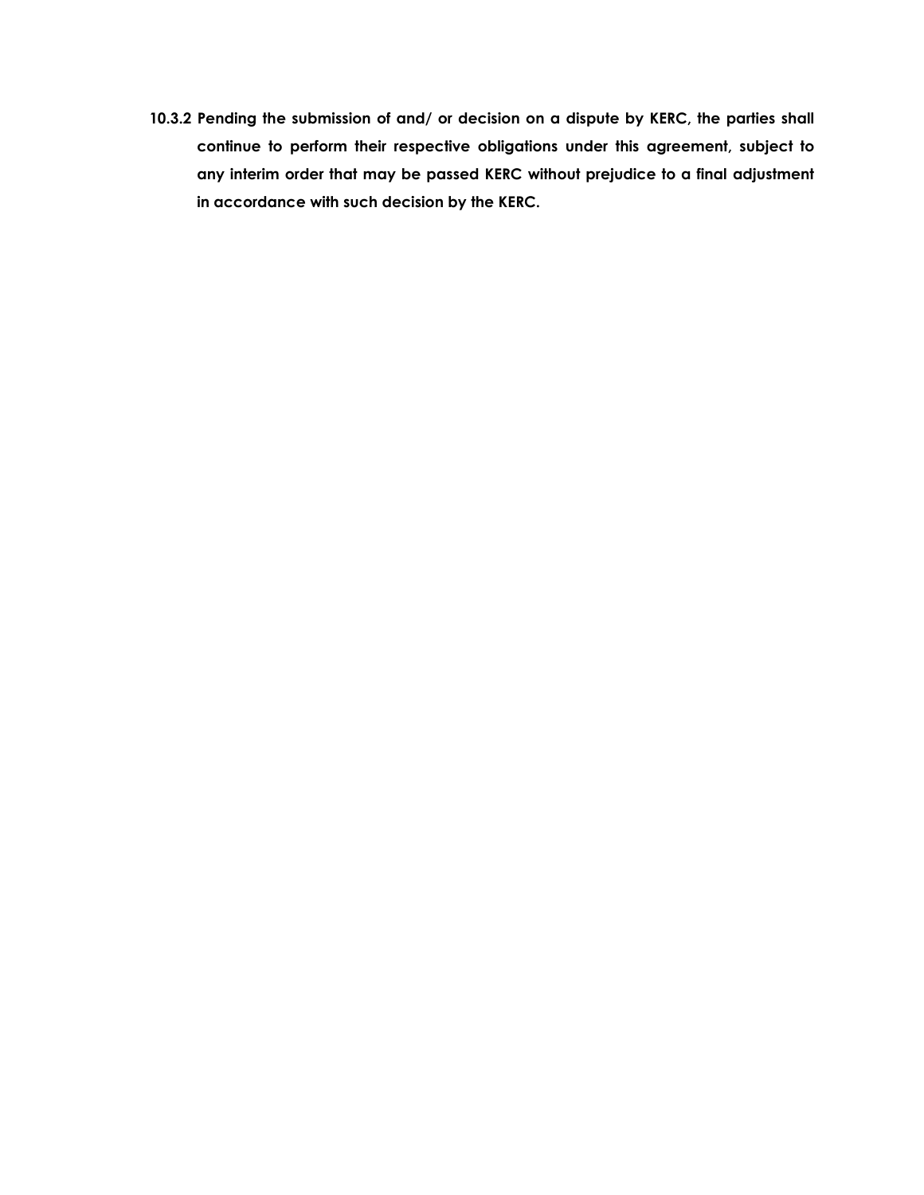**10.3.2 Pending the submission of and/ or decision on a dispute by KERC, the parties shall continue to perform their respective obligations under this agreement, subject to any interim order that may be passed KERC without prejudice to a final adjustment in accordance with such decision by the KERC.**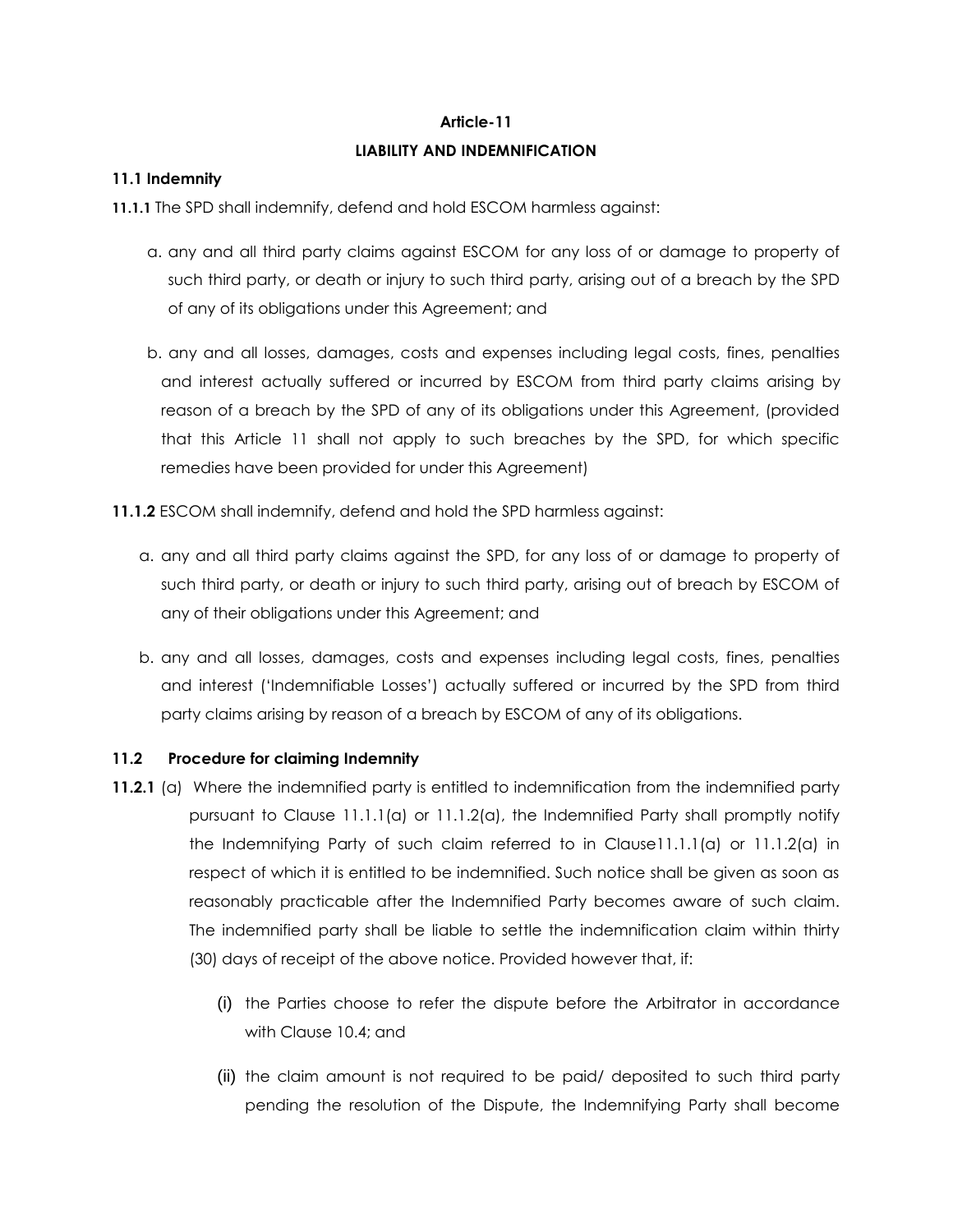**Article-11**

**LIABILITY AND INDEMNIFICATION**

**11.1 Indemnity**

**11.1.1** The SPD shall indemnify, defend and hold ESCOM harmless against:

a. any and all third party claims against ESCOM for any loss of or damage to property of such third party, or death or injury to such third party, arising out of a breach by the SPD of any of its obligations under this Agreement; and

b. any and all losses, damages, costs and expenses including legal costs, fines, penalties and interest actually suffered or incurred by ESCOM from third party claims arising by reason of a breach by the SPD of any of its obligations under this Agreement, (provided that this Article 11 shall not apply to such breaches by the SPD, for which specific remedies have been provided for under this Agreement)

**11.1.2** ESCOM shall indemnify, defend and hold the SPD harmless against:

a. any and all third party claims against the SPD, for any loss of or damage to property of such third party, or death or injury to such third party, arising out of breach by ESCOM of any of their obligations under this Agreement; and

b. any and all losses, damages, costs and expenses including legal costs, fines, penalties and interest ('Indemnifiable Losses') actually suffered or incurred by the SPD from third party claims arising by reason of a breach by ESCOM of any of its obligations.

**11.2 Procedure for claiming Indemnity**

**11.2.1** (a) Where the indemnified party is entitled to indemnification from the indemnified party pursuant to Clause 11.1.1(a) or 11.1.2(a), the Indemnified Party shall promptly notify the Indemnifying Party of such claim referred to in Clause11.1.1(a) or 11.1.2(a) in respect of which it is entitled to be indemnified. Such notice shall be given as soon as reasonably practicable after the Indemnified Party becomes aware of such claim. The indemnified party shall be liable to settle the indemnification claim within thirty (30) days of receipt of the above notice. Provided however that, if:

(i) the Parties choose to refer the dispute before the Arbitrator in accordance with Clause 10.4; and

(ii) the claim amount is not required to be paid/ deposited to such third party pending the resolution of the Dispute, the Indemnifying Party shall become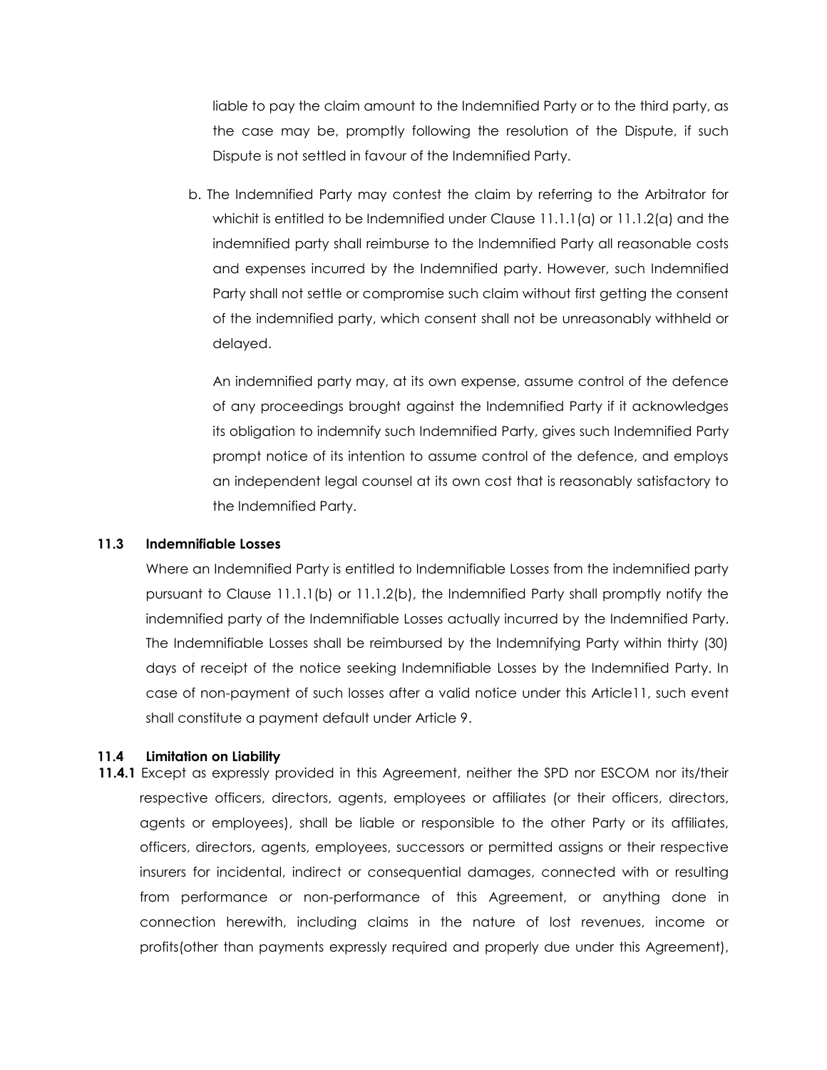liable to pay the claim amount to the Indemnified Party or to the third party, as the case may be, promptly following the resolution of the Dispute, if such Dispute is not settled in favour of the Indemnified Party.

b. The Indemnified Party may contest the claim by referring to the Arbitrator for whichit is entitled to be Indemnified under Clause 11.1.1(a) or 11.1.2(a) and the indemnified party shall reimburse to the Indemnified Party all reasonable costs and expenses incurred by the Indemnified party. However, such Indemnified Party shall not settle or compromise such claim without first getting the consent of the indemnified party, which consent shall not be unreasonably withheld or delayed.

An indemnified party may, at its own expense, assume control of the defence of any proceedings brought against the Indemnified Party if it acknowledges its obligation to indemnify such Indemnified Party, gives such Indemnified Party prompt notice of its intention to assume control of the defence, and employs an independent legal counsel at its own cost that is reasonably satisfactory to the Indemnified Party.

**11.3 Indemnifiable Losses**

Where an Indemnified Party is entitled to Indemnifiable Losses from the indemnified party pursuant to Clause 11.1.1(b) or 11.1.2(b), the Indemnified Party shall promptly notify the indemnified party of the Indemnifiable Losses actually incurred by the Indemnified Party. The Indemnifiable Losses shall be reimbursed by the Indemnifying Party within thirty (30) days of receipt of the notice seeking Indemnifiable Losses by the Indemnified Party. In case of non-payment of such losses after a valid notice under this Article11, such event shall constitute a payment default under Article 9.

**11.4 Limitation on Liability**

**11.4.1** Except as expressly provided in this Agreement, neither the SPD nor ESCOM nor its/their respective officers, directors, agents, employees or affiliates (or their officers, directors, agents or employees), shall be liable or responsible to the other Party or its affiliates, officers, directors, agents, employees, successors or permitted assigns or their respective insurers for incidental, indirect or consequential damages, connected with or resulting from performance or non-performance of this Agreement, or anything done in connection herewith, including claims in the nature of lost revenues, income or profits(other than payments expressly required and properly due under this Agreement),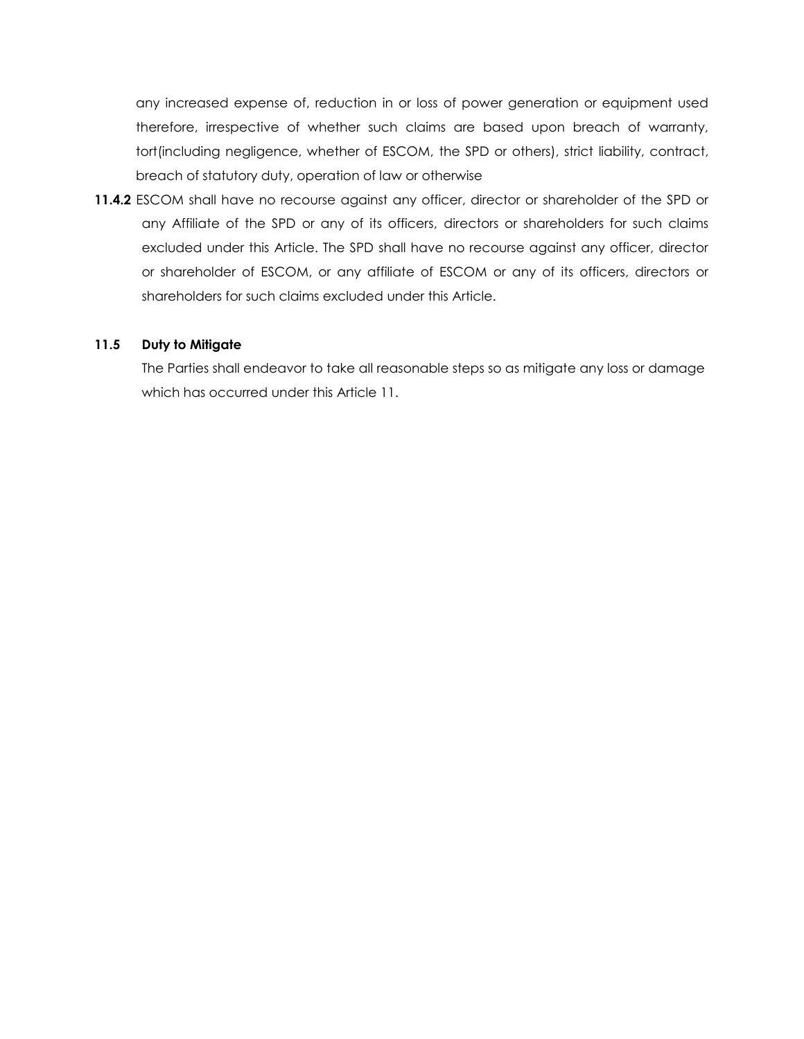any increased expense of, reduction in or loss of power generation or equipment used therefore, irrespective of whether such claims are based upon breach of warranty, tort(including negligence, whether of ESCOM, the SPD or others), strict liability, contract, breach of statutory duty, operation of law or otherwise

**11.4.2** ESCOM shall have no recourse against any officer, director or shareholder of the SPD or any Affiliate of the SPD or any of its officers, directors or shareholders for such claims excluded under this Article. The SPD shall have no recourse against any officer, director or shareholder of ESCOM, or any affiliate of ESCOM or any of its officers, directors or shareholders for such claims excluded under this Article.

**11.5 Duty to Mitigate**

The Parties shall endeavor to take all reasonable steps so as mitigate any loss or damage which has occurred under this Article 11.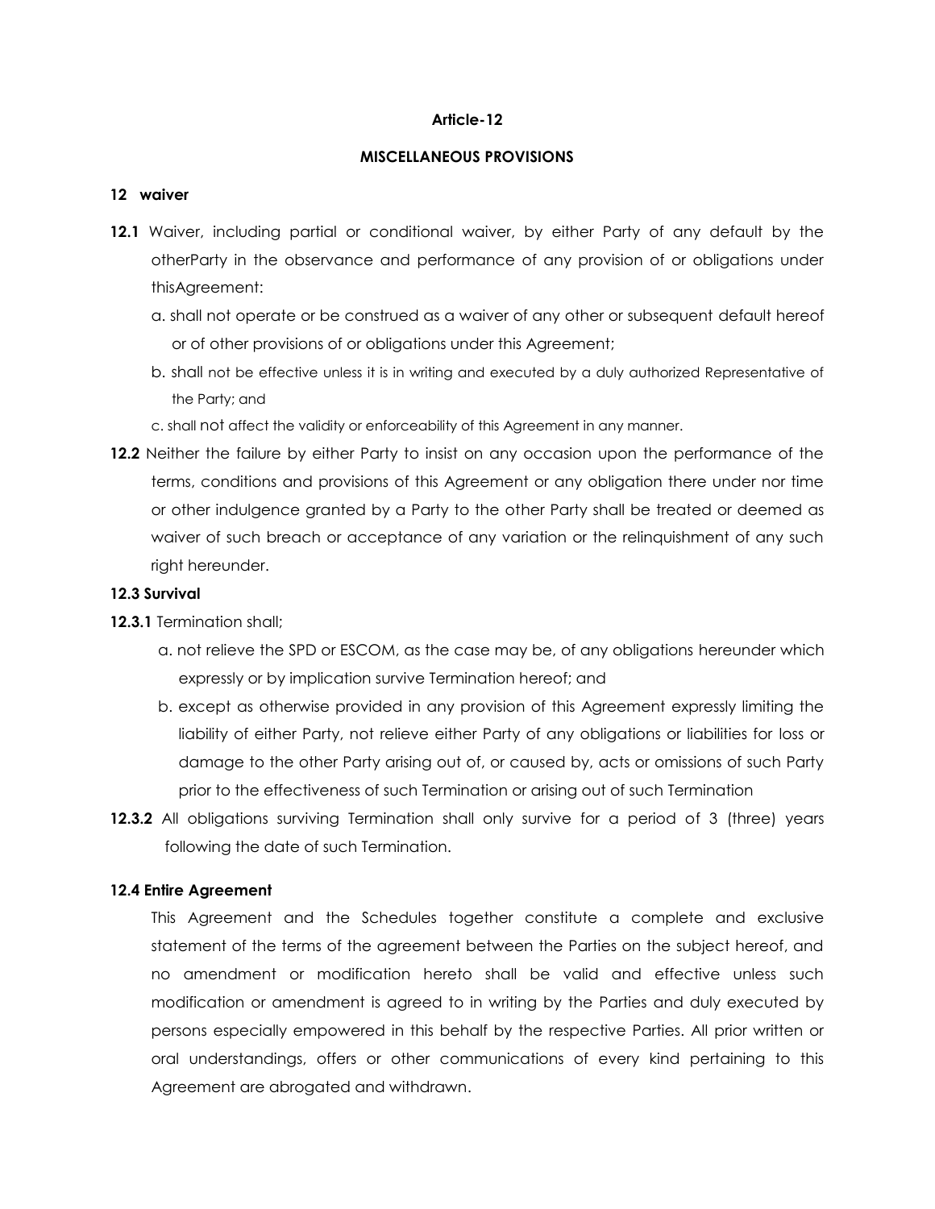# Article-12

## MISCELLANEOUS PROVISIONS

**12 waiver**

**12.1** Waiver, including partial or conditional waiver, by either Party of any default by the otherParty in the observance and performance of any provision of or obligations under thisAgreement:

a. shall not operate or be construed as a waiver of any other or subsequent default hereof or of other provisions of or obligations under this Agreement;

b. shall not be effective unless it is in writing and executed by a duly authorized Representative of the Party; and

c. shall not affect the validity or enforceability of this Agreement in any manner.

**12.2** Neither the failure by either Party to insist on any occasion upon the performance of the terms, conditions and provisions of this Agreement or any obligation there under nor time or other indulgence granted by a Party to the other Party shall be treated or deemed as waiver of such breach or acceptance of any variation or the relinquishment of any such right hereunder.

**12.3 Survival**

**12.3.1** Termination shall;

a. not relieve the SPD or ESCOM, as the case may be, of any obligations hereunder which expressly or by implication survive Termination hereof; and

b. except as otherwise provided in any provision of this Agreement expressly limiting the liability of either Party, not relieve either Party of any obligations or liabilities for loss or damage to the other Party arising out of, or caused by, acts or omissions of such Party prior to the effectiveness of such Termination or arising out of such Termination

**12.3.2** All obligations surviving Termination shall only survive for a period of 3 (three) years following the date of such Termination.

**12.4 Entire Agreement**

This Agreement and the Schedules together constitute a complete and exclusive statement of the terms of the agreement between the Parties on the subject hereof, and no amendment or modification hereto shall be valid and effective unless such modification or amendment is agreed to in writing by the Parties and duly executed by persons especially empowered in this behalf by the respective Parties. All prior written or oral understandings, offers or other communications of every kind pertaining to this Agreement are abrogated and withdrawn.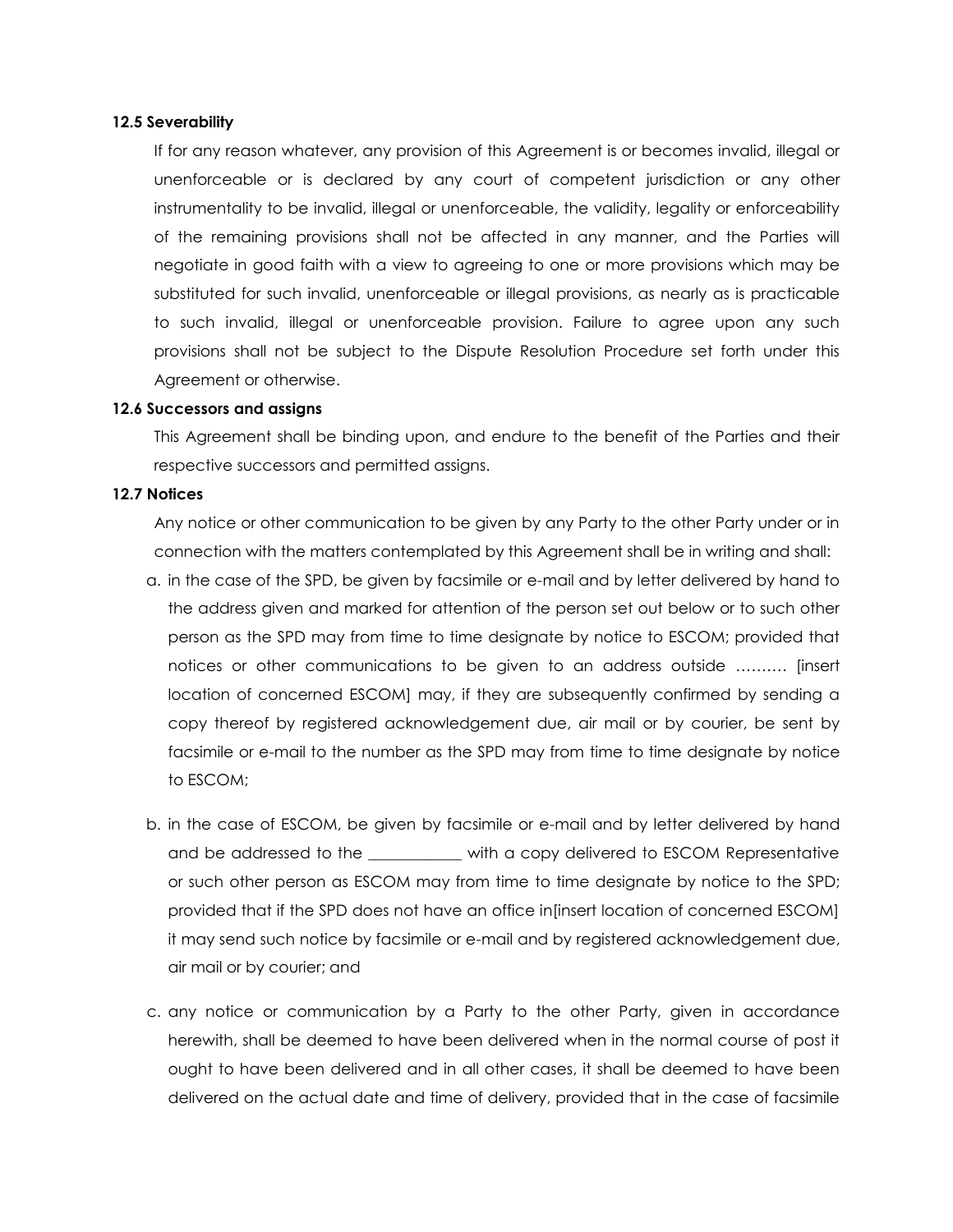**12.5 Severability**

If for any reason whatever, any provision of this Agreement is or becomes invalid, illegal or unenforceable or is declared by any court of competent jurisdiction or any other instrumentality to be invalid, illegal or unenforceable, the validity, legality or enforceability of the remaining provisions shall not be affected in any manner, and the Parties will negotiate in good faith with a view to agreeing to one or more provisions which may be substituted for such invalid, unenforceable or illegal provisions, as nearly as is practicable to such invalid, illegal or unenforceable provision. Failure to agree upon any such provisions shall not be subject to the Dispute Resolution Procedure set forth under this Agreement or otherwise.

**12.6 Successors and assigns**

This Agreement shall be binding upon, and endure to the benefit of the Parties and their respective successors and permitted assigns.

**12.7 Notices**

Any notice or other communication to be given by any Party to the other Party under or in connection with the matters contemplated by this Agreement shall be in writing and shall:

a. in the case of the SPD, be given by facsimile or e-mail and by letter delivered by hand to the address given and marked for attention of the person set out below or to such other person as the SPD may from time to time designate by notice to ESCOM; provided that notices or other communications to be given to an address outside ………. [insert location of concerned ESCOM] may, if they are subsequently confirmed by sending a copy thereof by registered acknowledgement due, air mail or by courier, be sent by facsimile or e-mail to the number as the SPD may from time to time designate by notice to ESCOM;

b. in the case of ESCOM, be given by facsimile or e-mail and by letter delivered by hand and be addressed to the ____________ with a copy delivered to ESCOM Representative or such other person as ESCOM may from time to time designate by notice to the SPD; provided that if the SPD does not have an office in[insert location of concerned ESCOM] it may send such notice by facsimile or e-mail and by registered acknowledgement due, air mail or by courier; and

c. any notice or communication by a Party to the other Party, given in accordance herewith, shall be deemed to have been delivered when in the normal course of post it ought to have been delivered and in all other cases, it shall be deemed to have been delivered on the actual date and time of delivery, provided that in the case of facsimile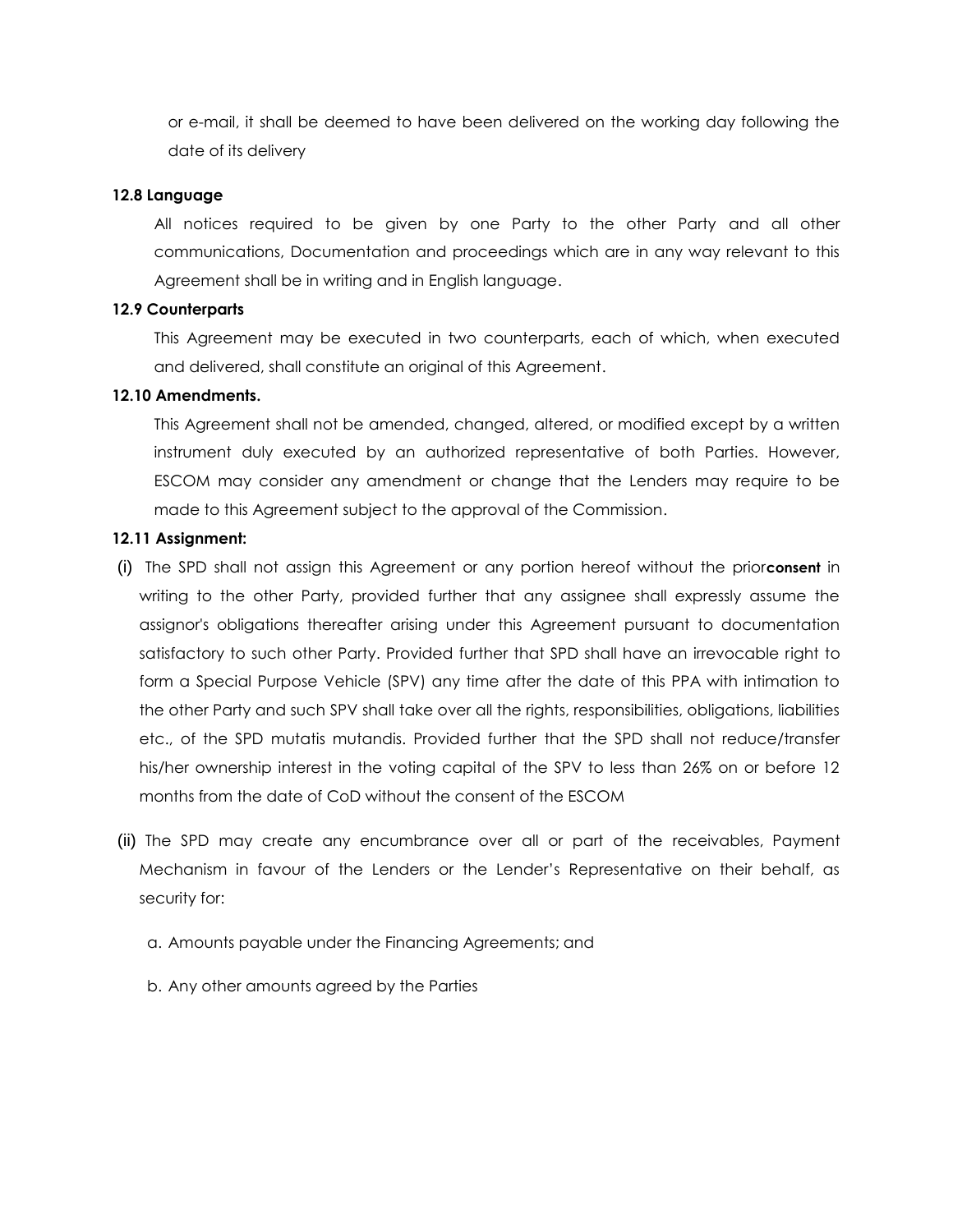or e-mail, it shall be deemed to have been delivered on the working day following the date of its delivery

**12.8 Language**

All notices required to be given by one Party to the other Party and all other communications, Documentation and proceedings which are in any way relevant to this Agreement shall be in writing and in English language.

**12.9 Counterparts**

This Agreement may be executed in two counterparts, each of which, when executed and delivered, shall constitute an original of this Agreement.

**12.10 Amendments.**

This Agreement shall not be amended, changed, altered, or modified except by a written instrument duly executed by an authorized representative of both Parties. However, ESCOM may consider any amendment or change that the Lenders may require to be made to this Agreement subject to the approval of the Commission.

**12.11 Assignment:**

(i) The SPD shall not assign this Agreement or any portion hereof without the prior**consent** in writing to the other Party, provided further that any assignee shall expressly assume the assignor's obligations thereafter arising under this Agreement pursuant to documentation satisfactory to such other Party. Provided further that SPD shall have an irrevocable right to form a Special Purpose Vehicle (SPV) any time after the date of this PPA with intimation to the other Party and such SPV shall take over all the rights, responsibilities, obligations, liabilities etc., of the SPD mutatis mutandis. Provided further that the SPD shall not reduce/transfer his/her ownership interest in the voting capital of the SPV to less than 26% on or before 12 months from the date of CoD without the consent of the ESCOM

(ii) The SPD may create any encumbrance over all or part of the receivables, Payment Mechanism in favour of the Lenders or the Lender's Representative on their behalf, as security for:

a. Amounts payable under the Financing Agreements; and

b. Any other amounts agreed by the Parties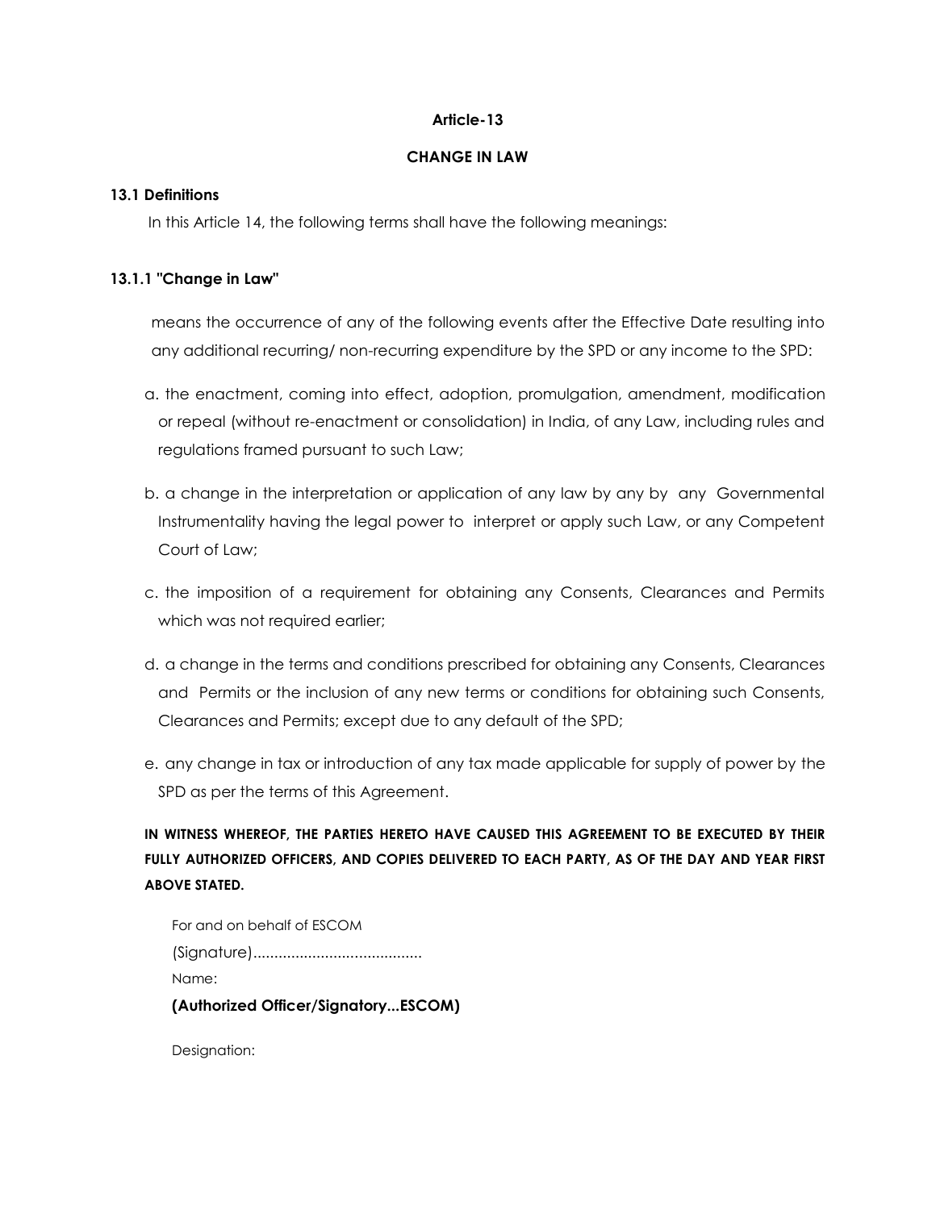## Article-13

## CHANGE IN LAW

### 13.1 Definitions

In this Article 14, the following terms shall have the following meanings:

### 13.1.1 "Change in Law"

means the occurrence of any of the following events after the Effective Date resulting into any additional recurring/ non-recurring expenditure by the SPD or any income to the SPD:

a. the enactment, coming into effect, adoption, promulgation, amendment, modification or repeal (without re-enactment or consolidation) in India, of any Law, including rules and regulations framed pursuant to such Law;

b. a change in the interpretation or application of any law by any by any Governmental Instrumentality having the legal power to interpret or apply such Law, or any Competent Court of Law;

c. the imposition of a requirement for obtaining any Consents, Clearances and Permits which was not required earlier;

d. a change in the terms and conditions prescribed for obtaining any Consents, Clearances and Permits or the inclusion of any new terms or conditions for obtaining such Consents, Clearances and Permits; except due to any default of the SPD;

e. any change in tax or introduction of any tax made applicable for supply of power by the SPD as per the terms of this Agreement.

**IN WITNESS WHEREOF, THE PARTIES HERETO HAVE CAUSED THIS AGREEMENT TO BE EXECUTED BY THEIR FULLY AUTHORIZED OFFICERS, AND COPIES DELIVERED TO EACH PARTY, AS OF THE DAY AND YEAR FIRST ABOVE STATED.**

For and on behalf of ESCOM

(Signature)........................................

Name:

**(Authorized Officer/Signatory...ESCOM)**

Designation: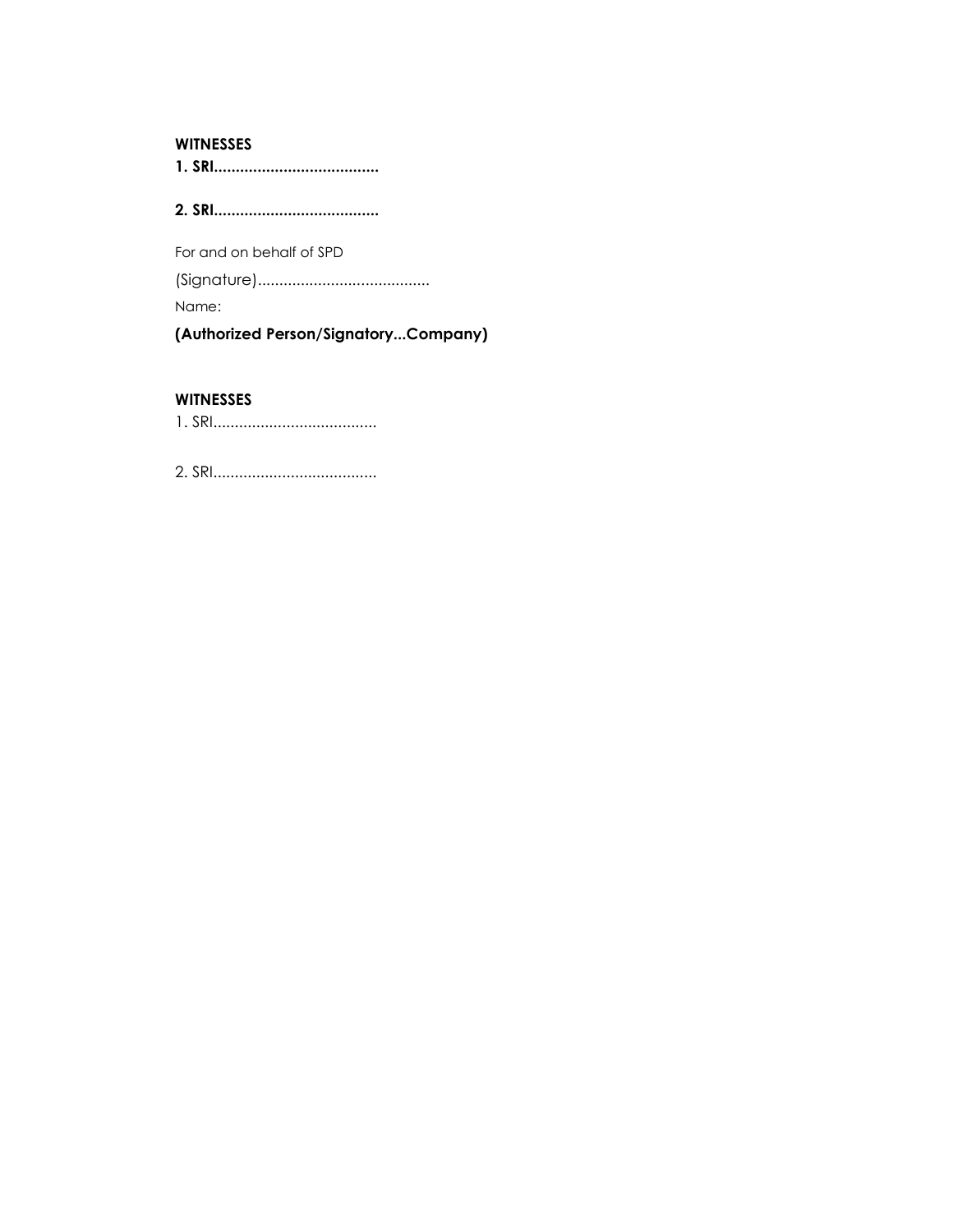**WITNESSES**

**1. SRI......................................**

**2. SRI......................................**

For and on behalf of SPD

(Signature)........................................

Name:

**(Authorized Person/Signatory...Company)**

**WITNESSES**

1. SRI......................................

2. SRI......................................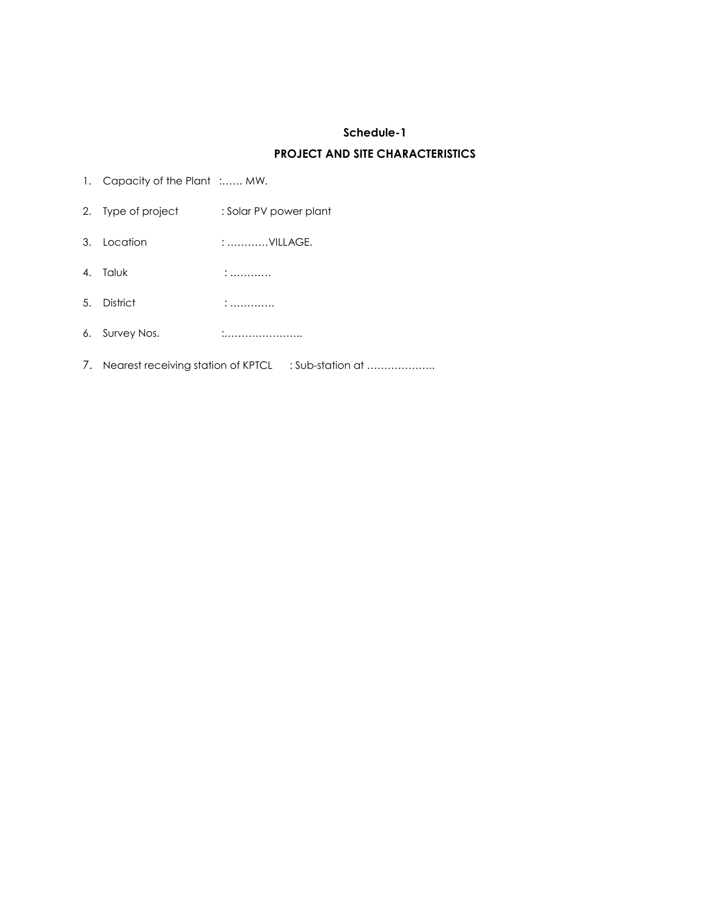## Schedule-1

## PROJECT AND SITE CHARACTERISTICS

1. Capacity of the Plant :…… MW.
2. Type of project : Solar PV power plant
3. Location : …………VILLAGE.
4. Taluk : …………
5. District : ………….
6. Survey Nos. :…………………..
7. Nearest receiving station of KPTCL : Sub-station at ………………..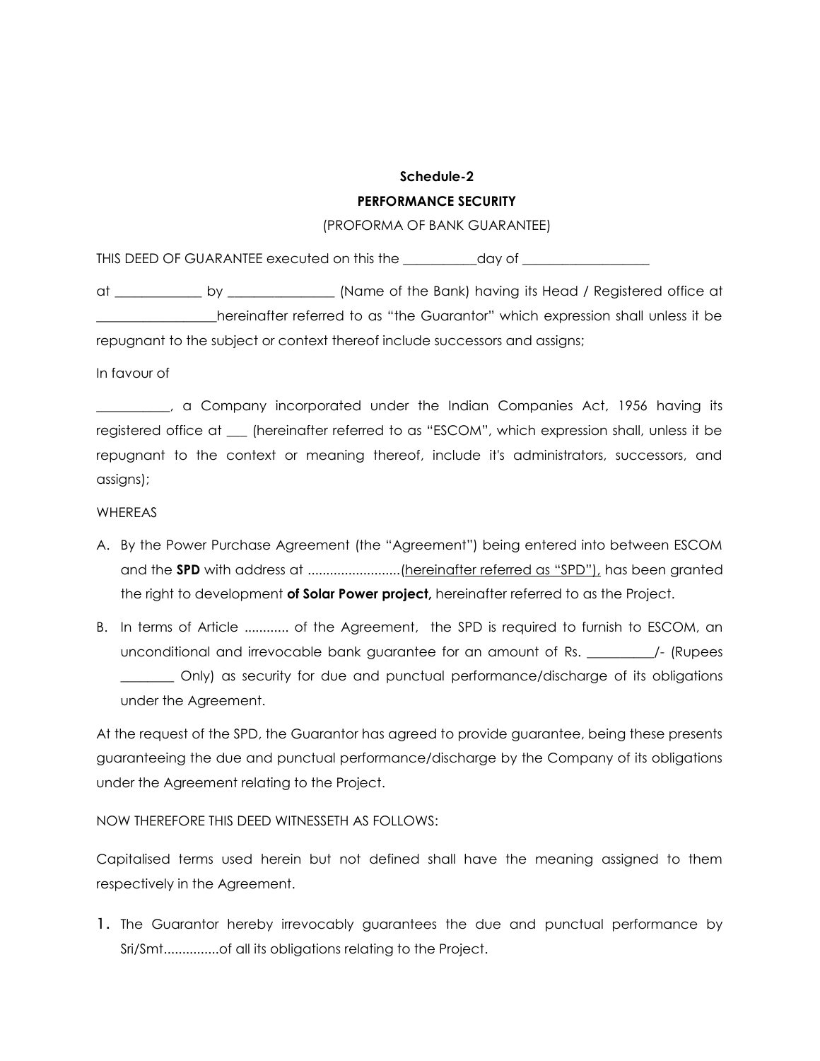**Schedule-2**

**PERFORMANCE SECURITY**

(PROFORMA OF BANK GUARANTEE)

THIS DEED OF GUARANTEE executed on this the ___________day of ___________________

at _____________ by ________________ (Name of the Bank) having its Head / Registered office at __________________hereinafter referred to as "the Guarantor" which expression shall unless it be repugnant to the subject or context thereof include successors and assigns;

In favour of

___________, a Company incorporated under the Indian Companies Act, 1956 having its registered office at ___ (hereinafter referred to as "ESCOM", which expression shall, unless it be repugnant to the context or meaning thereof, include it's administrators, successors, and assigns);

WHEREAS

A. By the Power Purchase Agreement (the "Agreement") being entered into between ESCOM and the **SPD** with address at .........................(hereinafter referred as "SPD"), has been granted the right to development **of Solar Power project,** hereinafter referred to as the Project.

B. In terms of Article ............ of the Agreement, the SPD is required to furnish to ESCOM, an unconditional and irrevocable bank guarantee for an amount of Rs. __________/- (Rupees ________ Only) as security for due and punctual performance/discharge of its obligations under the Agreement.

At the request of the SPD, the Guarantor has agreed to provide guarantee, being these presents guaranteeing the due and punctual performance/discharge by the Company of its obligations under the Agreement relating to the Project.

NOW THEREFORE THIS DEED WITNESSETH AS FOLLOWS:

Capitalised terms used herein but not defined shall have the meaning assigned to them respectively in the Agreement.

1. The Guarantor hereby irrevocably guarantees the due and punctual performance by Sri/Smt...............of all its obligations relating to the Project.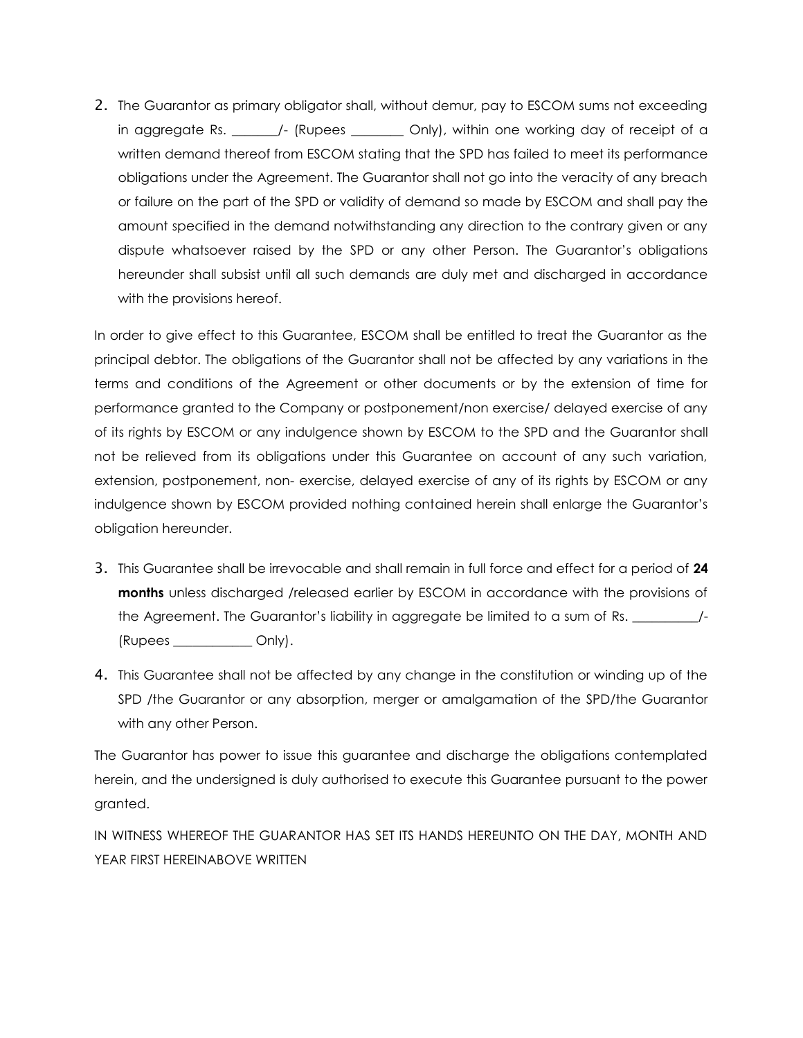2. The Guarantor as primary obligator shall, without demur, pay to ESCOM sums not exceeding in aggregate Rs. _______/- (Rupees ________ Only), within one working day of receipt of a written demand thereof from ESCOM stating that the SPD has failed to meet its performance obligations under the Agreement. The Guarantor shall not go into the veracity of any breach or failure on the part of the SPD or validity of demand so made by ESCOM and shall pay the amount specified in the demand notwithstanding any direction to the contrary given or any dispute whatsoever raised by the SPD or any other Person. The Guarantor's obligations hereunder shall subsist until all such demands are duly met and discharged in accordance with the provisions hereof.

In order to give effect to this Guarantee, ESCOM shall be entitled to treat the Guarantor as the principal debtor. The obligations of the Guarantor shall not be affected by any variations in the terms and conditions of the Agreement or other documents or by the extension of time for performance granted to the Company or postponement/non exercise/ delayed exercise of any of its rights by ESCOM or any indulgence shown by ESCOM to the SPD and the Guarantor shall not be relieved from its obligations under this Guarantee on account of any such variation, extension, postponement, non- exercise, delayed exercise of any of its rights by ESCOM or any indulgence shown by ESCOM provided nothing contained herein shall enlarge the Guarantor's obligation hereunder.

3. This Guarantee shall be irrevocable and shall remain in full force and effect for a period of **24 months** unless discharged /released earlier by ESCOM in accordance with the provisions of the Agreement. The Guarantor's liability in aggregate be limited to a sum of Rs. __________/- (Rupees ____________ Only).

4. This Guarantee shall not be affected by any change in the constitution or winding up of the SPD /the Guarantor or any absorption, merger or amalgamation of the SPD/the Guarantor with any other Person.

The Guarantor has power to issue this guarantee and discharge the obligations contemplated herein, and the undersigned is duly authorised to execute this Guarantee pursuant to the power granted.

IN WITNESS WHEREOF THE GUARANTOR HAS SET ITS HANDS HEREUNTO ON THE DAY, MONTH AND YEAR FIRST HEREINABOVE WRITTEN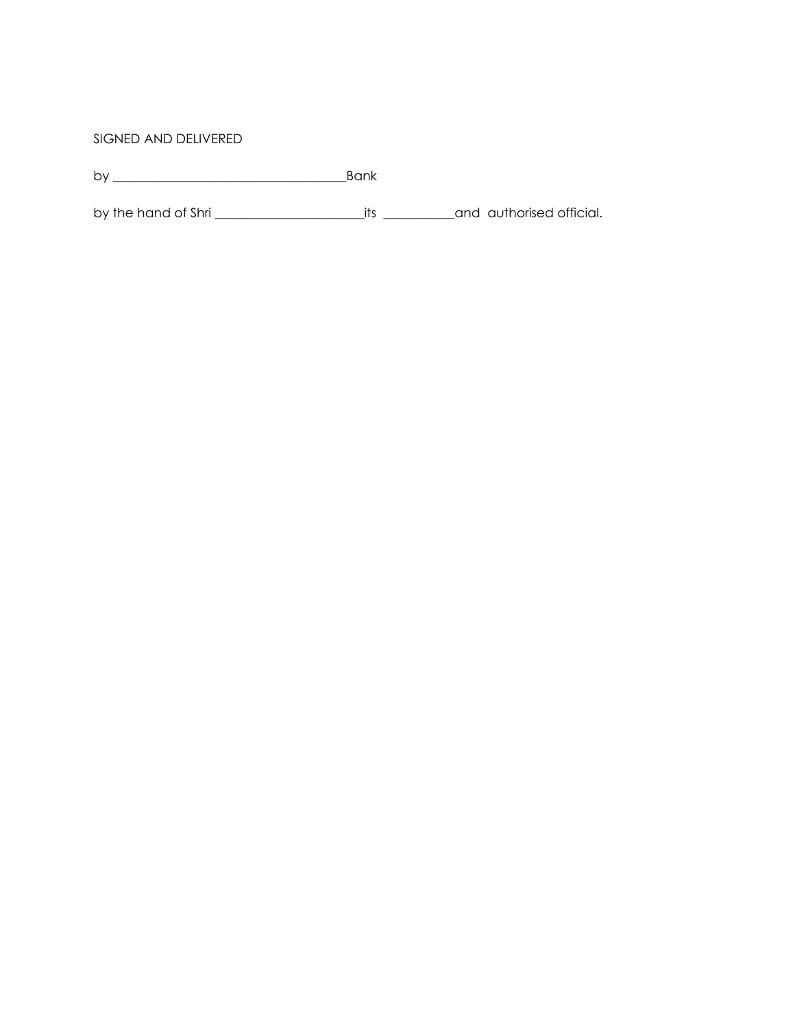SIGNED AND DELIVERED

by ___________________________________Bank

by the hand of Shri ______________________its ___________and authorised official.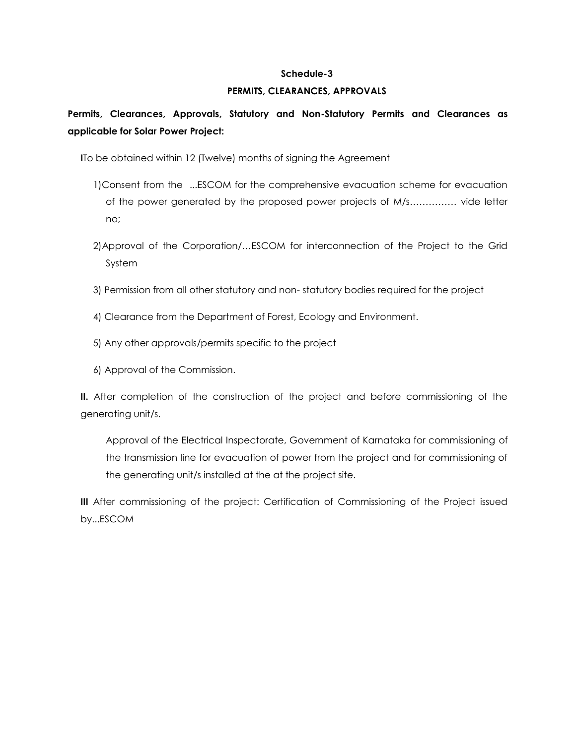## Schedule-3

## PERMITS, CLEARANCES, APPROVALS

**Permits, Clearances, Approvals, Statutory and Non-Statutory Permits and Clearances as applicable for Solar Power Project:**

**I**To be obtained within 12 (Twelve) months of signing the Agreement

1) Consent from the ...ESCOM for the comprehensive evacuation scheme for evacuation of the power generated by the proposed power projects of M/s…………… vide letter no;

2) Approval of the Corporation/…ESCOM for interconnection of the Project to the Grid System

3) Permission from all other statutory and non- statutory bodies required for the project

4) Clearance from the Department of Forest, Ecology and Environment.

5) Any other approvals/permits specific to the project

6) Approval of the Commission.

**II.** After completion of the construction of the project and before commissioning of the generating unit/s.

Approval of the Electrical Inspectorate, Government of Karnataka for commissioning of the transmission line for evacuation of power from the project and for commissioning of the generating unit/s installed at the at the project site.

**III** After commissioning of the project: Certification of Commissioning of the Project issued by...ESCOM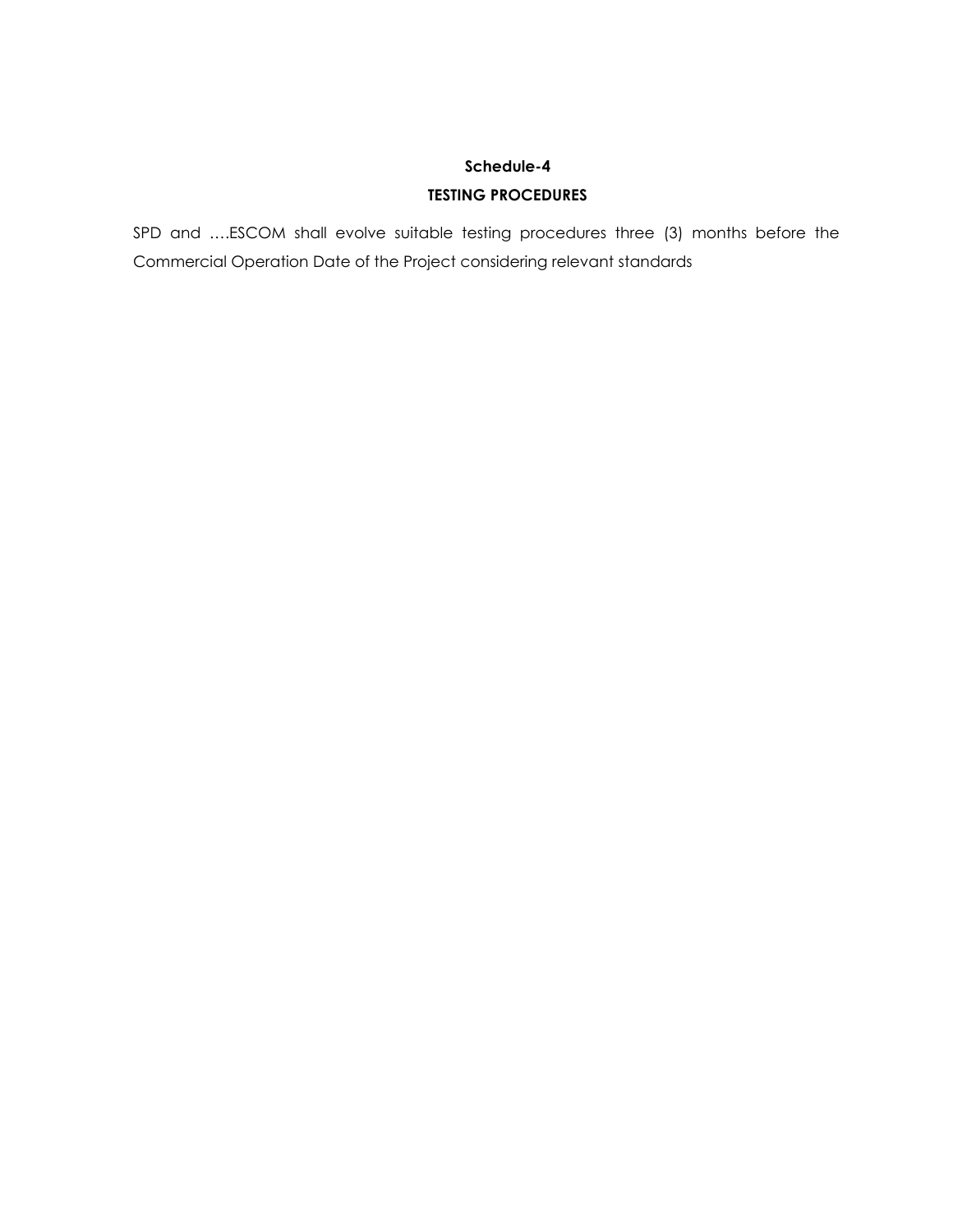**Schedule-4**

**TESTING PROCEDURES**

SPD and ….ESCOM shall evolve suitable testing procedures three (3) months before the Commercial Operation Date of the Project considering relevant standards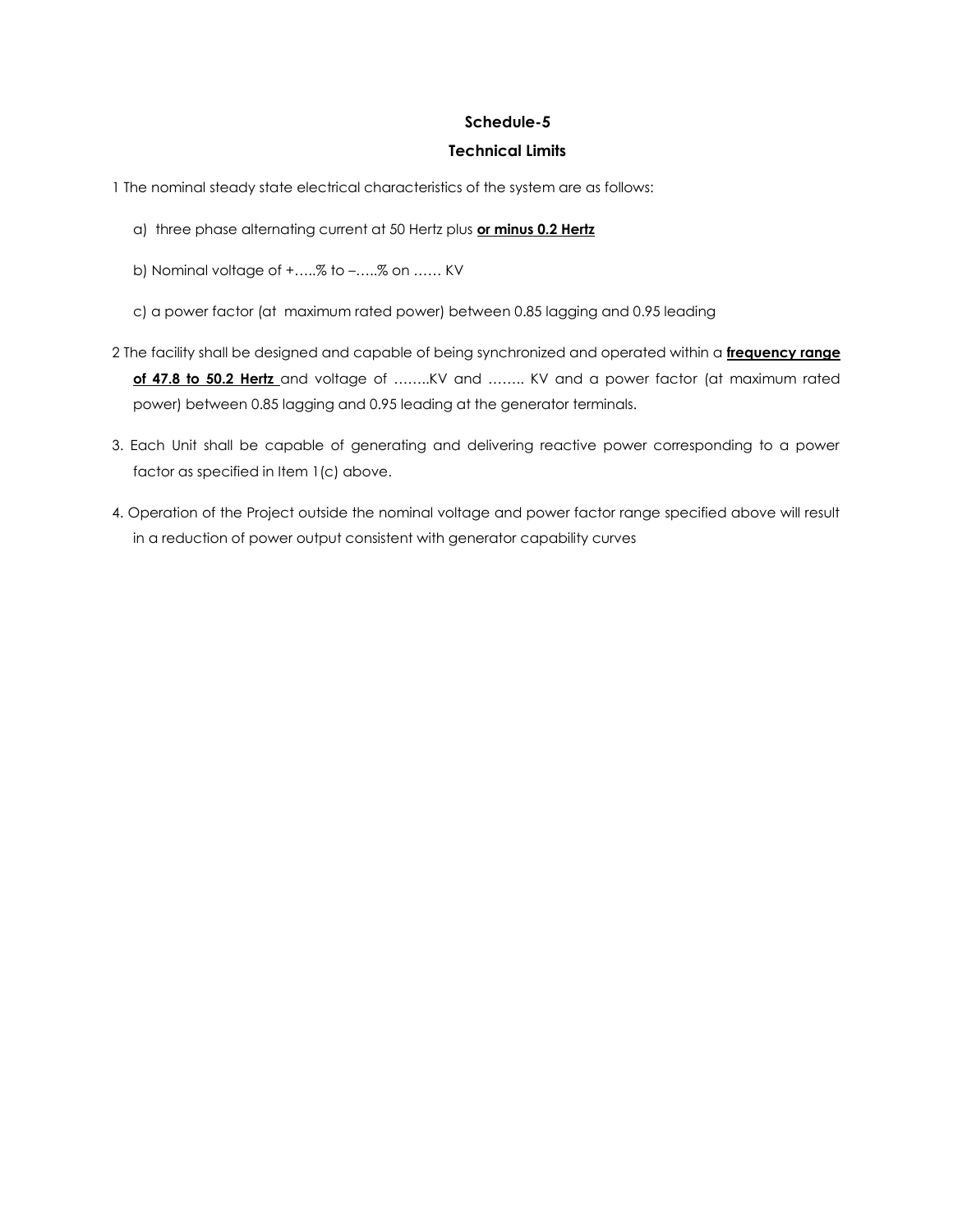## Schedule-5

## Technical Limits

1 The nominal steady state electrical characteristics of the system are as follows:

a) three phase alternating current at 50 Hertz plus **or minus 0.2 Hertz**

b) Nominal voltage of +…..% to –…..% on …… KV

c) a power factor (at maximum rated power) between 0.85 lagging and 0.95 leading

2 The facility shall be designed and capable of being synchronized and operated within a **frequency range of 47.8 to 50.2 Hertz** and voltage of ……..KV and …….. KV and a power factor (at maximum rated power) between 0.85 lagging and 0.95 leading at the generator terminals.

3. Each Unit shall be capable of generating and delivering reactive power corresponding to a power factor as specified in Item 1(c) above.

4. Operation of the Project outside the nominal voltage and power factor range specified above will result in a reduction of power output consistent with generator capability curves